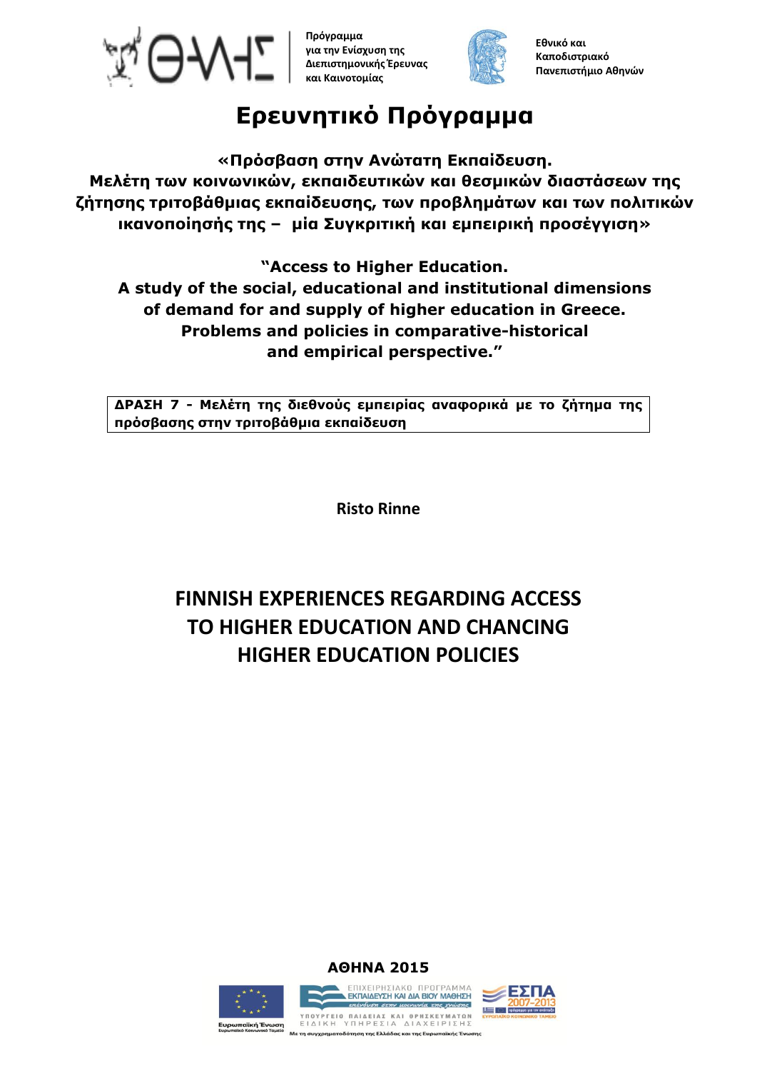Πρόγραμμα για την Ενίσχυση της Διεπιστημονικής Έρευνας και Καινοτομίας

Εθνικό και Καποδιστριακό Πανεπιστήμιο Αθηνών

# Ερευνητικό Πρόγραμμα

**«Πρόσβαση στην Ανώτατη Εκπαίδευση. Μελέτη των κοινωνικών, εκπαιδευτικών και θεσμικών διαστάσεων της ζήτησης τριτοβάθμιας εκπαίδευσης, των προβλημάτων και των πολιτικών ικανοποίησής της – μία Συγκριτική και εμπειρική προσέγγιση»**

**"Access to Higher Education. A study of the social, educational and institutional dimensions of demand for and supply of higher education in Greece. Problems and policies in comparative-historical and empirical perspective."**

| ΔΡΑΣΗ 7 - Μελέτη της διεθνούς εμπειρίας αναφορικά με το ζήτημα της πρόσβασης στην τριτοβάθμια εκπαίδευση |
| --- |

**Risto Rinne**

## FINNISH EXPERIENCES REGARDING ACCESS TO HIGHER EDUCATION AND CHANCING HIGHER EDUCATION POLICIES

**ΑΘΗΝΑ 2015**

Ευρωπαϊκή Ένωση
Ευρωπαϊκό Κοινωνικό Ταμείο

ΕΠΙΧΕΙΡΗΣΙΑΚΟ ΠΡΟΓΡΑΜΜΑ
ΕΚΠΑΙΔΕΥΣΗ ΚΑΙ ΔΙΑ ΒΙΟΥ ΜΑΘΗΣΗ
επένδυση στην κοινωνία της γνώσης

ΥΠΟΥΡΓΕΙΟ ΠΑΙΔΕΙΑΣ ΚΑΙ ΘΡΗΣΚΕΥΜΑΤΩΝ
ΕΙΔΙΚΗ ΥΠΗΡΕΣΙΑ ΔΙΑΧΕΙΡΙΣΗΣ

Με τη συγχρηματοδότηση της Ελλάδας και της Ευρωπαϊκής Ένωσης

ΕΣΠΑ 2007-2013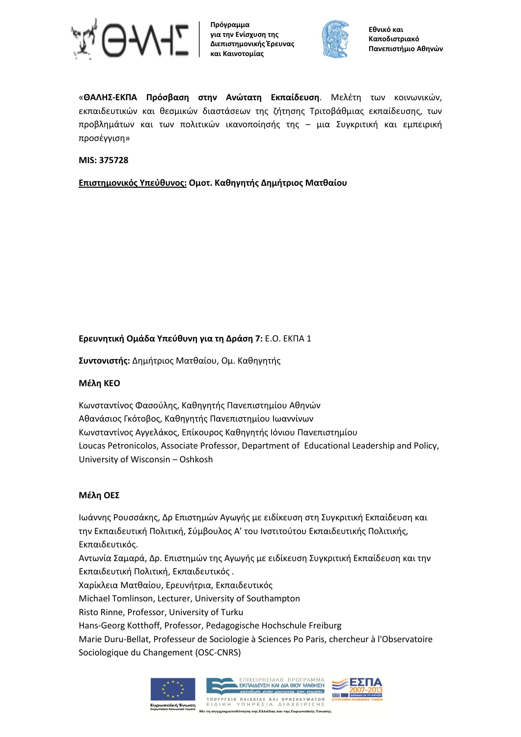Πρόγραμμα για την Ενίσχυση της Διεπιστημονικής Έρευνας και Καινοτομίας

Εθνικό και Καποδιστριακό Πανεπιστήμιο Αθηνών

«**ΘΑΛΗΣ-ΕΚΠΑ Πρόσβαση στην Ανώτατη Εκπαίδευση**. Μελέτη των κοινωνικών, εκπαιδευτικών και θεσμικών διαστάσεων της ζήτησης Τριτοβάθμιας εκπαίδευσης, των προβλημάτων και των πολιτικών ικανοποίησής της – μια Συγκριτική και εμπειρική προσέγγιση»

**MIS: 375728**

**<u>Επιστημονικός Υπεύθυνος:</u> Ομοτ. Καθηγητής Δημήτριος Ματθαίου**

**Ερευνητική Ομάδα Υπεύθυνη για τη Δράση 7:** Ε.Ο. ΕΚΠΑ 1

**Συντονιστής:** Δημήτριος Ματθαίου, Ομ. Καθηγητής

**Μέλη ΚΕΟ**

Κωνσταντίνος Φασούλης, Καθηγητής Πανεπιστημίου Αθηνών
Αθανάσιος Γκότοβος, Καθηγητής Πανεπιστημίου Ιωαννίνων
Κωνσταντίνος Αγγελάκος, Επίκουρος Καθηγητής Ιόνιου Πανεπιστημίου
Loucas Petronicolos, Associate Professor, Department of Educational Leadership and Policy, University of Wisconsin – Oshkosh

**Μέλη ΟΕΣ**

Ιωάννης Ρουσσάκης, Δρ Επιστημών Αγωγής με ειδίκευση στη Συγκριτική Εκπαίδευση και την Εκπαιδευτική Πολιτική, Σύμβουλος Α' του Ινστιτούτου Εκπαιδευτικής Πολιτικής, Εκπαιδευτικός.
Αντωνία Σαμαρά, Δρ. Επιστημών της Αγωγής με ειδίκευση Συγκριτική Εκπαίδευση και την Εκπαιδευτική Πολιτική, Εκπαιδευτικός .
Χαρίκλεια Ματθαίου, Ερευνήτρια, Εκπαιδευτικός
Michael Tomlinson, Lecturer, University of Southampton
Risto Rinne, Professor, University of Turku
Hans-Georg Kotthoff, Professor, Pedagogische Hochschule Freiburg
Marie Duru-Bellat, Professeur de Sociologie à Sciences Po Paris, chercheur à l'Observatoire Sociologique du Changement (OSC-CNRS)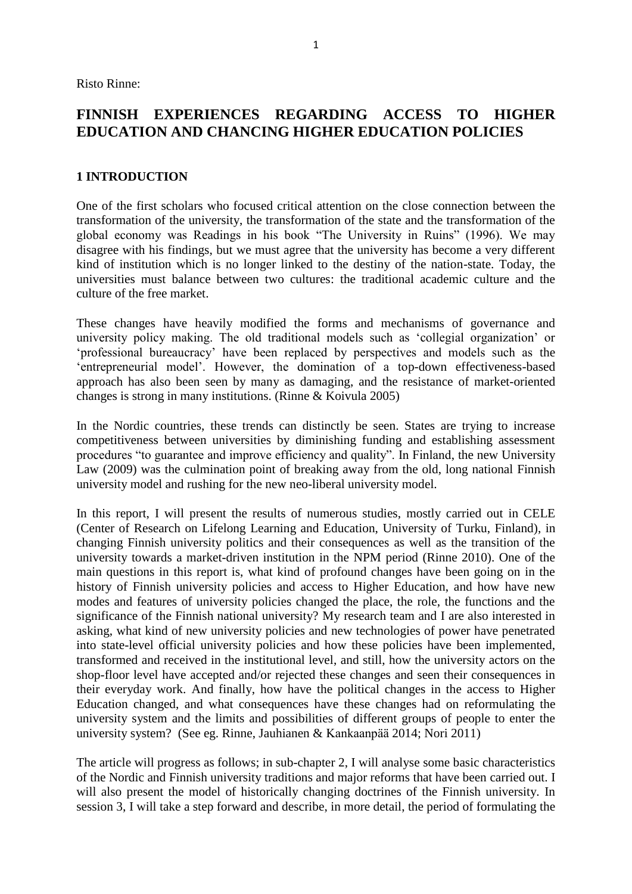Risto Rinne:

# FINNISH EXPERIENCES REGARDING ACCESS TO HIGHER EDUCATION AND CHANCING HIGHER EDUCATION POLICIES

## 1 INTRODUCTION

One of the first scholars who focused critical attention on the close connection between the transformation of the university, the transformation of the state and the transformation of the global economy was Readings in his book "The University in Ruins" (1996). We may disagree with his findings, but we must agree that the university has become a very different kind of institution which is no longer linked to the destiny of the nation-state. Today, the universities must balance between two cultures: the traditional academic culture and the culture of the free market.

These changes have heavily modified the forms and mechanisms of governance and university policy making. The old traditional models such as 'collegial organization' or 'professional bureaucracy' have been replaced by perspectives and models such as the 'entrepreneurial model'. However, the domination of a top-down effectiveness-based approach has also been seen by many as damaging, and the resistance of market-oriented changes is strong in many institutions. (Rinne & Koivula 2005)

In the Nordic countries, these trends can distinctly be seen. States are trying to increase competitiveness between universities by diminishing funding and establishing assessment procedures "to guarantee and improve efficiency and quality". In Finland, the new University Law (2009) was the culmination point of breaking away from the old, long national Finnish university model and rushing for the new neo-liberal university model.

In this report, I will present the results of numerous studies, mostly carried out in CELE (Center of Research on Lifelong Learning and Education, University of Turku, Finland), in changing Finnish university politics and their consequences as well as the transition of the university towards a market-driven institution in the NPM period (Rinne 2010). One of the main questions in this report is, what kind of profound changes have been going on in the history of Finnish university policies and access to Higher Education, and how have new modes and features of university policies changed the place, the role, the functions and the significance of the Finnish national university? My research team and I are also interested in asking, what kind of new university policies and new technologies of power have penetrated into state-level official university policies and how these policies have been implemented, transformed and received in the institutional level, and still, how the university actors on the shop-floor level have accepted and/or rejected these changes and seen their consequences in their everyday work. And finally, how have the political changes in the access to Higher Education changed, and what consequences have these changes had on reformulating the university system and the limits and possibilities of different groups of people to enter the university system? (See eg. Rinne, Jauhianen & Kankaanpää 2014; Nori 2011)

The article will progress as follows; in sub-chapter 2, I will analyse some basic characteristics of the Nordic and Finnish university traditions and major reforms that have been carried out. I will also present the model of historically changing doctrines of the Finnish university. In session 3, I will take a step forward and describe, in more detail, the period of formulating the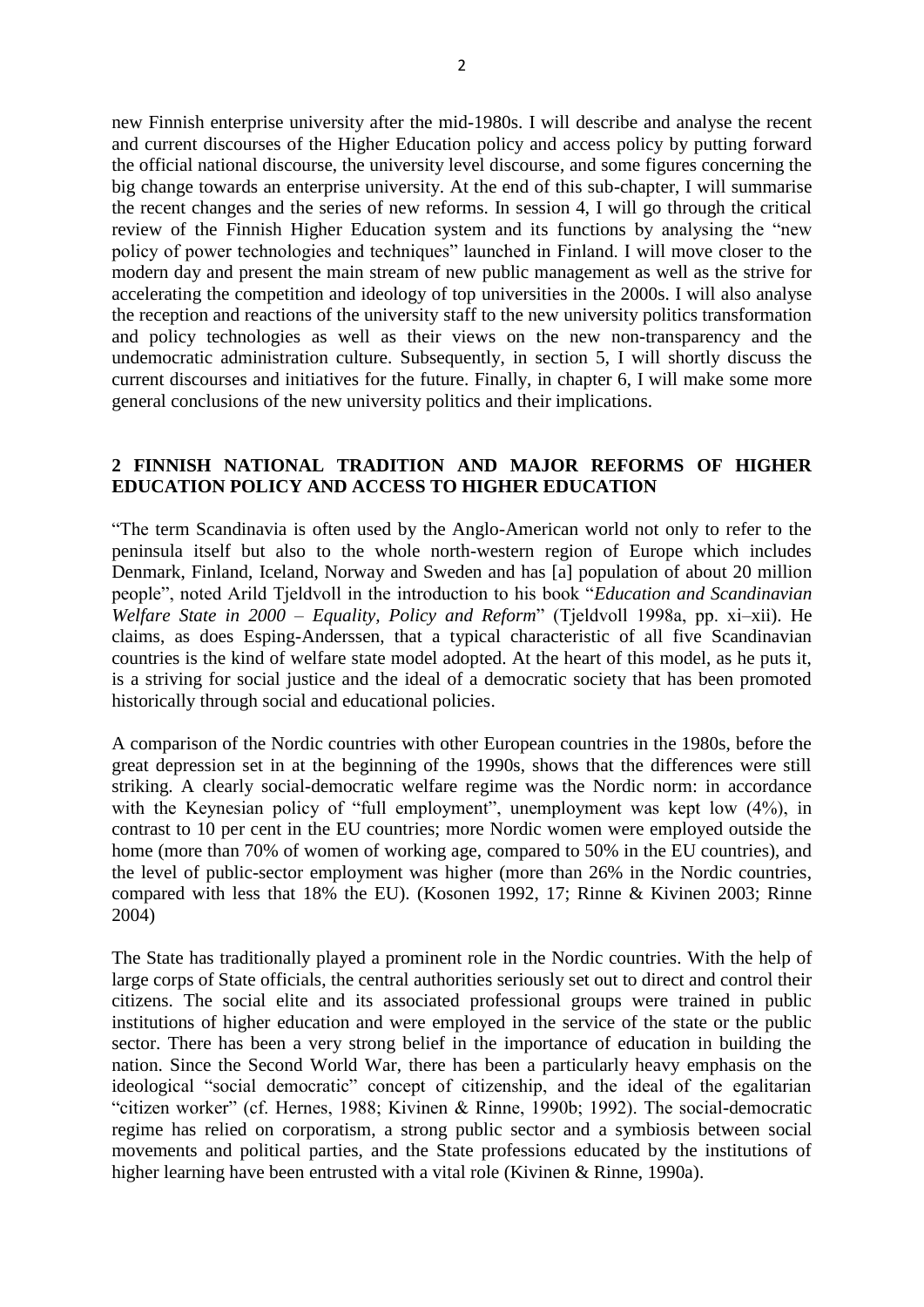new Finnish enterprise university after the mid-1980s. I will describe and analyse the recent and current discourses of the Higher Education policy and access policy by putting forward the official national discourse, the university level discourse, and some figures concerning the big change towards an enterprise university. At the end of this sub-chapter, I will summarise the recent changes and the series of new reforms. In session 4, I will go through the critical review of the Finnish Higher Education system and its functions by analysing the "new policy of power technologies and techniques" launched in Finland. I will move closer to the modern day and present the main stream of new public management as well as the strive for accelerating the competition and ideology of top universities in the 2000s. I will also analyse the reception and reactions of the university staff to the new university politics transformation and policy technologies as well as their views on the new non-transparency and the undemocratic administration culture. Subsequently, in section 5, I will shortly discuss the current discourses and initiatives for the future. Finally, in chapter 6, I will make some more general conclusions of the new university politics and their implications.

## 2 FINNISH NATIONAL TRADITION AND MAJOR REFORMS OF HIGHER EDUCATION POLICY AND ACCESS TO HIGHER EDUCATION

"The term Scandinavia is often used by the Anglo-American world not only to refer to the peninsula itself but also to the whole north-western region of Europe which includes Denmark, Finland, Iceland, Norway and Sweden and has [a] population of about 20 million people", noted Arild Tjeldvoll in the introduction to his book "*Education and Scandinavian Welfare State in 2000 – Equality, Policy and Reform*" (Tjeldvoll 1998a, pp. xi–xii). He claims, as does Esping-Anderssen, that a typical characteristic of all five Scandinavian countries is the kind of welfare state model adopted. At the heart of this model, as he puts it, is a striving for social justice and the ideal of a democratic society that has been promoted historically through social and educational policies.

A comparison of the Nordic countries with other European countries in the 1980s, before the great depression set in at the beginning of the 1990s, shows that the differences were still striking. A clearly social-democratic welfare regime was the Nordic norm: in accordance with the Keynesian policy of "full employment", unemployment was kept low (4%), in contrast to 10 per cent in the EU countries; more Nordic women were employed outside the home (more than 70% of women of working age, compared to 50% in the EU countries), and the level of public-sector employment was higher (more than 26% in the Nordic countries, compared with less that 18% the EU). (Kosonen 1992, 17; Rinne & Kivinen 2003; Rinne 2004)

The State has traditionally played a prominent role in the Nordic countries. With the help of large corps of State officials, the central authorities seriously set out to direct and control their citizens. The social elite and its associated professional groups were trained in public institutions of higher education and were employed in the service of the state or the public sector. There has been a very strong belief in the importance of education in building the nation. Since the Second World War, there has been a particularly heavy emphasis on the ideological "social democratic" concept of citizenship, and the ideal of the egalitarian "citizen worker" (cf. Hernes, 1988; Kivinen & Rinne, 1990b; 1992). The social-democratic regime has relied on corporatism, a strong public sector and a symbiosis between social movements and political parties, and the State professions educated by the institutions of higher learning have been entrusted with a vital role (Kivinen & Rinne, 1990a).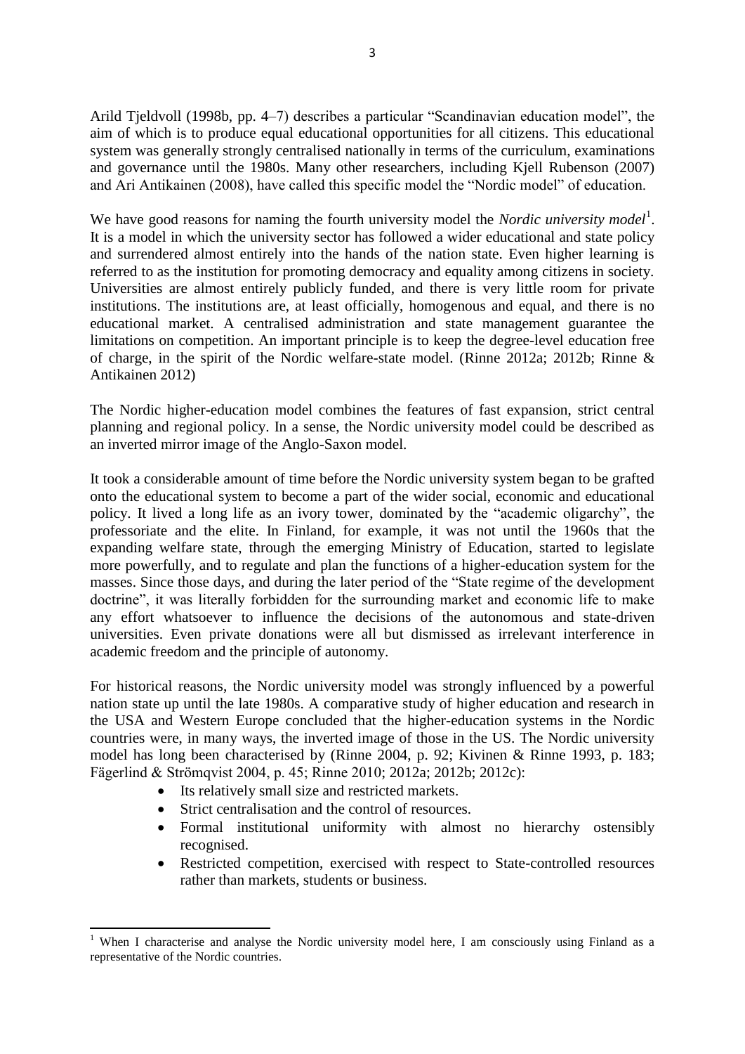Arild Tjeldvoll (1998b, pp. 4–7) describes a particular "Scandinavian education model", the aim of which is to produce equal educational opportunities for all citizens. This educational system was generally strongly centralised nationally in terms of the curriculum, examinations and governance until the 1980s. Many other researchers, including Kjell Rubenson (2007) and Ari Antikainen (2008), have called this specific model the "Nordic model" of education.

We have good reasons for naming the fourth university model the *Nordic university model*[1]. It is a model in which the university sector has followed a wider educational and state policy and surrendered almost entirely into the hands of the nation state. Even higher learning is referred to as the institution for promoting democracy and equality among citizens in society. Universities are almost entirely publicly funded, and there is very little room for private institutions. The institutions are, at least officially, homogenous and equal, and there is no educational market. A centralised administration and state management guarantee the limitations on competition. An important principle is to keep the degree-level education free of charge, in the spirit of the Nordic welfare-state model. (Rinne 2012a; 2012b; Rinne & Antikainen 2012)

The Nordic higher-education model combines the features of fast expansion, strict central planning and regional policy. In a sense, the Nordic university model could be described as an inverted mirror image of the Anglo-Saxon model.

It took a considerable amount of time before the Nordic university system began to be grafted onto the educational system to become a part of the wider social, economic and educational policy. It lived a long life as an ivory tower, dominated by the "academic oligarchy", the professoriate and the elite. In Finland, for example, it was not until the 1960s that the expanding welfare state, through the emerging Ministry of Education, started to legislate more powerfully, and to regulate and plan the functions of a higher-education system for the masses. Since those days, and during the later period of the "State regime of the development doctrine", it was literally forbidden for the surrounding market and economic life to make any effort whatsoever to influence the decisions of the autonomous and state-driven universities. Even private donations were all but dismissed as irrelevant interference in academic freedom and the principle of autonomy.

For historical reasons, the Nordic university model was strongly influenced by a powerful nation state up until the late 1980s. A comparative study of higher education and research in the USA and Western Europe concluded that the higher-education systems in the Nordic countries were, in many ways, the inverted image of those in the US. The Nordic university model has long been characterised by (Rinne 2004, p. 92; Kivinen & Rinne 1993, p. 183; Fägerlind & Strömqvist 2004, p. 45; Rinne 2010; 2012a; 2012b; 2012c):

- Its relatively small size and restricted markets.
- Strict centralisation and the control of resources.
- Formal institutional uniformity with almost no hierarchy ostensibly recognised.
- Restricted competition, exercised with respect to State-controlled resources rather than markets, students or business.

---

[1] When I characterise and analyse the Nordic university model here, I am consciously using Finland as a representative of the Nordic countries.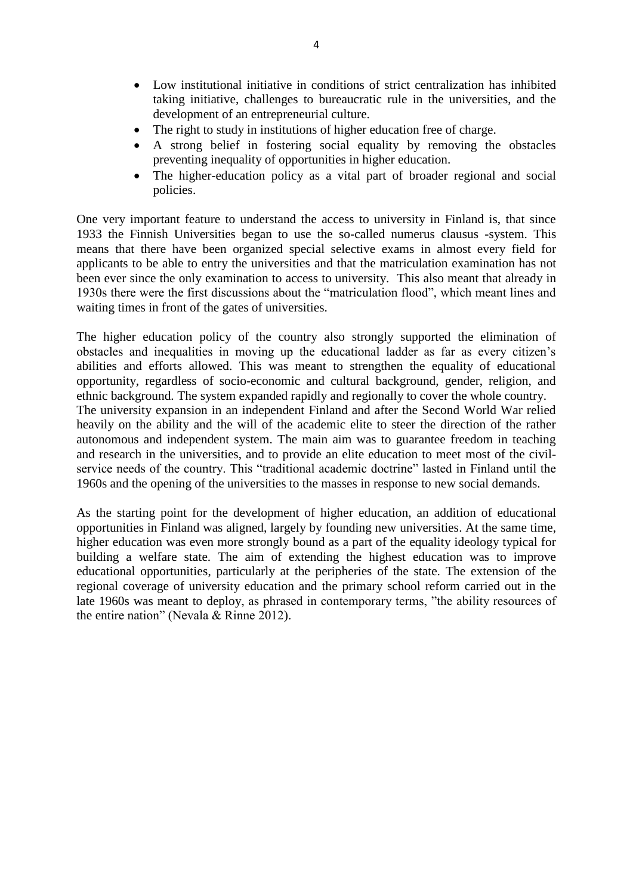- Low institutional initiative in conditions of strict centralization has inhibited taking initiative, challenges to bureaucratic rule in the universities, and the development of an entrepreneurial culture.
- The right to study in institutions of higher education free of charge.
- A strong belief in fostering social equality by removing the obstacles preventing inequality of opportunities in higher education.
- The higher-education policy as a vital part of broader regional and social policies.

One very important feature to understand the access to university in Finland is, that since 1933 the Finnish Universities began to use the so-called numerus clausus -system. This means that there have been organized special selective exams in almost every field for applicants to be able to entry the universities and that the matriculation examination has not been ever since the only examination to access to university. This also meant that already in 1930s there were the first discussions about the "matriculation flood", which meant lines and waiting times in front of the gates of universities.

The higher education policy of the country also strongly supported the elimination of obstacles and inequalities in moving up the educational ladder as far as every citizen's abilities and efforts allowed. This was meant to strengthen the equality of educational opportunity, regardless of socio-economic and cultural background, gender, religion, and ethnic background. The system expanded rapidly and regionally to cover the whole country.
The university expansion in an independent Finland and after the Second World War relied heavily on the ability and the will of the academic elite to steer the direction of the rather autonomous and independent system. The main aim was to guarantee freedom in teaching and research in the universities, and to provide an elite education to meet most of the civil-service needs of the country. This "traditional academic doctrine" lasted in Finland until the 1960s and the opening of the universities to the masses in response to new social demands.

As the starting point for the development of higher education, an addition of educational opportunities in Finland was aligned, largely by founding new universities. At the same time, higher education was even more strongly bound as a part of the equality ideology typical for building a welfare state. The aim of extending the highest education was to improve educational opportunities, particularly at the peripheries of the state. The extension of the regional coverage of university education and the primary school reform carried out in the late 1960s was meant to deploy, as phrased in contemporary terms, "the ability resources of the entire nation" (Nevala & Rinne 2012).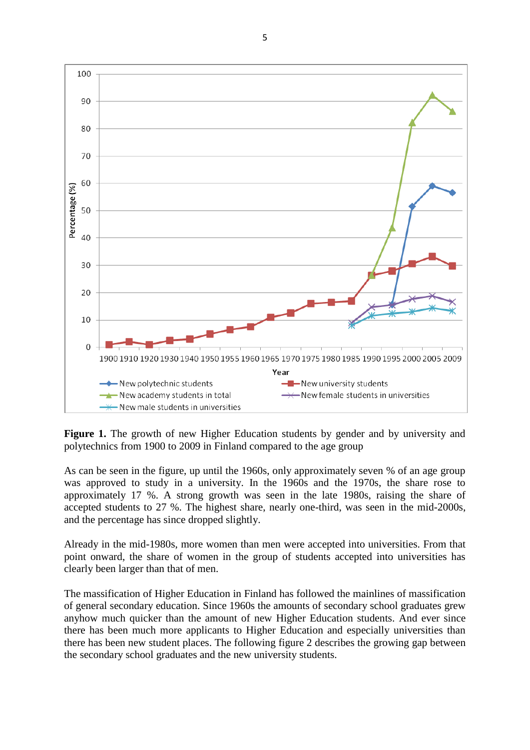**Figure 1.** The growth of new Higher Education students by gender and by university and polytechnics from 1900 to 2009 in Finland compared to the age group

As can be seen in the figure, up until the 1960s, only approximately seven % of an age group was approved to study in a university. In the 1960s and the 1970s, the share rose to approximately 17 %. A strong growth was seen in the late 1980s, raising the share of accepted students to 27 %. The highest share, nearly one-third, was seen in the mid-2000s, and the percentage has since dropped slightly.

Already in the mid-1980s, more women than men were accepted into universities. From that point onward, the share of women in the group of students accepted into universities has clearly been larger than that of men.

The massification of Higher Education in Finland has followed the mainlines of massification of general secondary education. Since 1960s the amounts of secondary school graduates grew anyhow much quicker than the amount of new Higher Education students. And ever since there has been much more applicants to Higher Education and especially universities than there has been new student places. The following figure 2 describes the growing gap between the secondary school graduates and the new university students.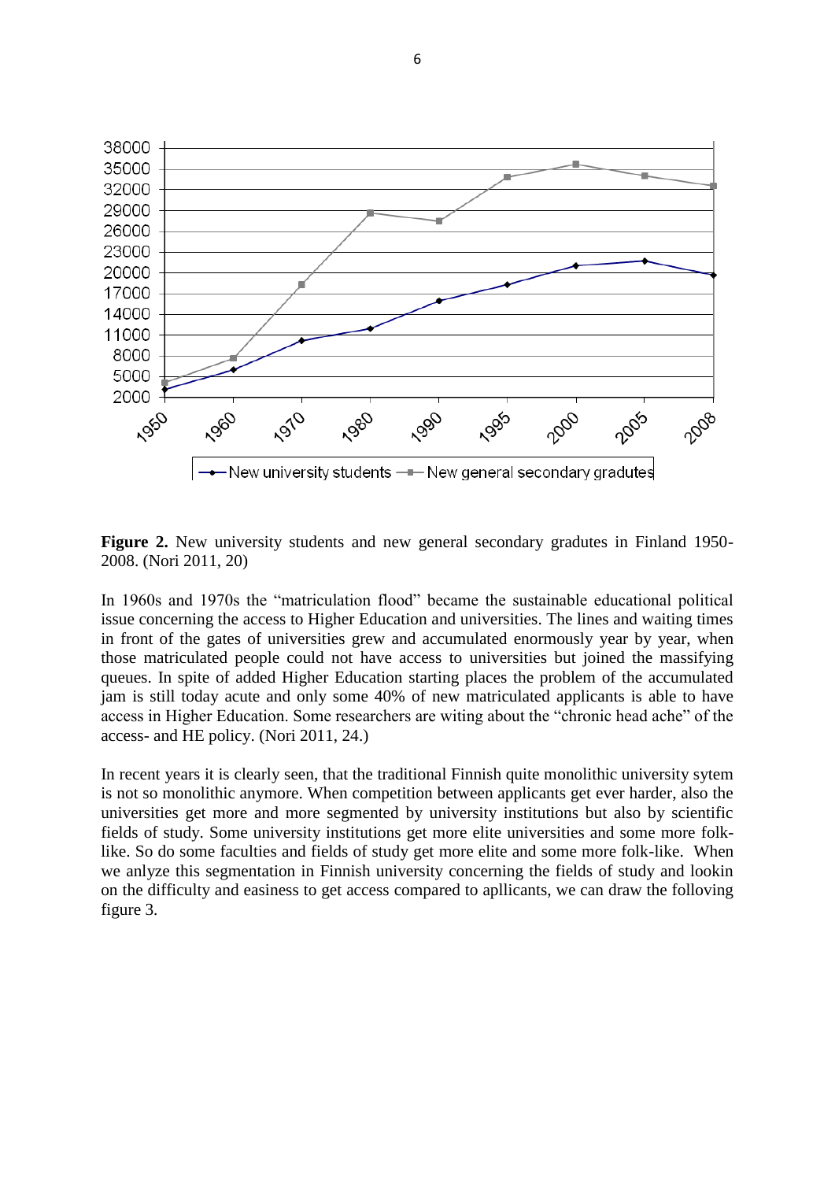**Figure 2.** New university students and new general secondary gradutes in Finland 1950-2008. (Nori 2011, 20)

In 1960s and 1970s the "matriculation flood" became the sustainable educational political issue concerning the access to Higher Education and universities. The lines and waiting times in front of the gates of universities grew and accumulated enormously year by year, when those matriculated people could not have access to universities but joined the massifying queues. In spite of added Higher Education starting places the problem of the accumulated jam is still today acute and only some 40% of new matriculated applicants is able to have access in Higher Education. Some researchers are witing about the "chronic head ache" of the access- and HE policy. (Nori 2011, 24.)

In recent years it is clearly seen, that the traditional Finnish quite monolithic university sytem is not so monolithic anymore. When competition between applicants get ever harder, also the universities get more and more segmented by university institutions but also by scientific fields of study. Some university institutions get more elite universities and some more folk-like. So do some faculties and fields of study get more elite and some more folk-like. When we anlyze this segmentation in Finnish university concerning the fields of study and lookin on the difficulty and easiness to get access compared to apllicants, we can draw the following figure 3.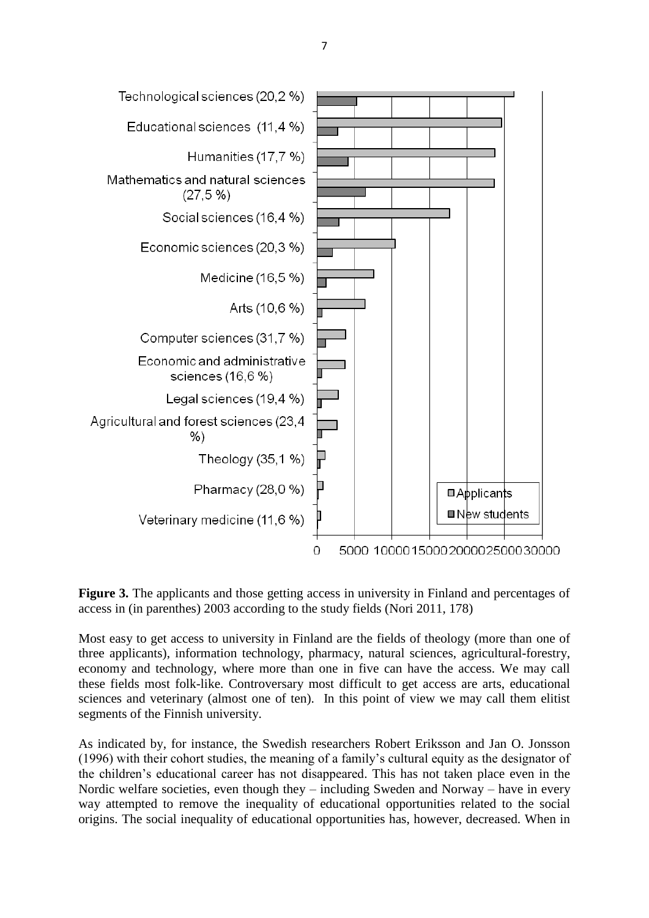**Figure 3.** The applicants and those getting access in university in Finland and percentages of access in (in parenthes) 2003 according to the study fields (Nori 2011, 178)

Most easy to get access to university in Finland are the fields of theology (more than one of three applicants), information technology, pharmacy, natural sciences, agricultural-forestry, economy and technology, where more than one in five can have the access. We may call these fields most folk-like. Controversary most difficult to get access are arts, educational sciences and veterinary (almost one of ten). In this point of view we may call them elitist segments of the Finnish university.

As indicated by, for instance, the Swedish researchers Robert Eriksson and Jan O. Jonsson (1996) with their cohort studies, the meaning of a family's cultural equity as the designator of the children's educational career has not disappeared. This has not taken place even in the Nordic welfare societies, even though they – including Sweden and Norway – have in every way attempted to remove the inequality of educational opportunities related to the social origins. The social inequality of educational opportunities has, however, decreased. When in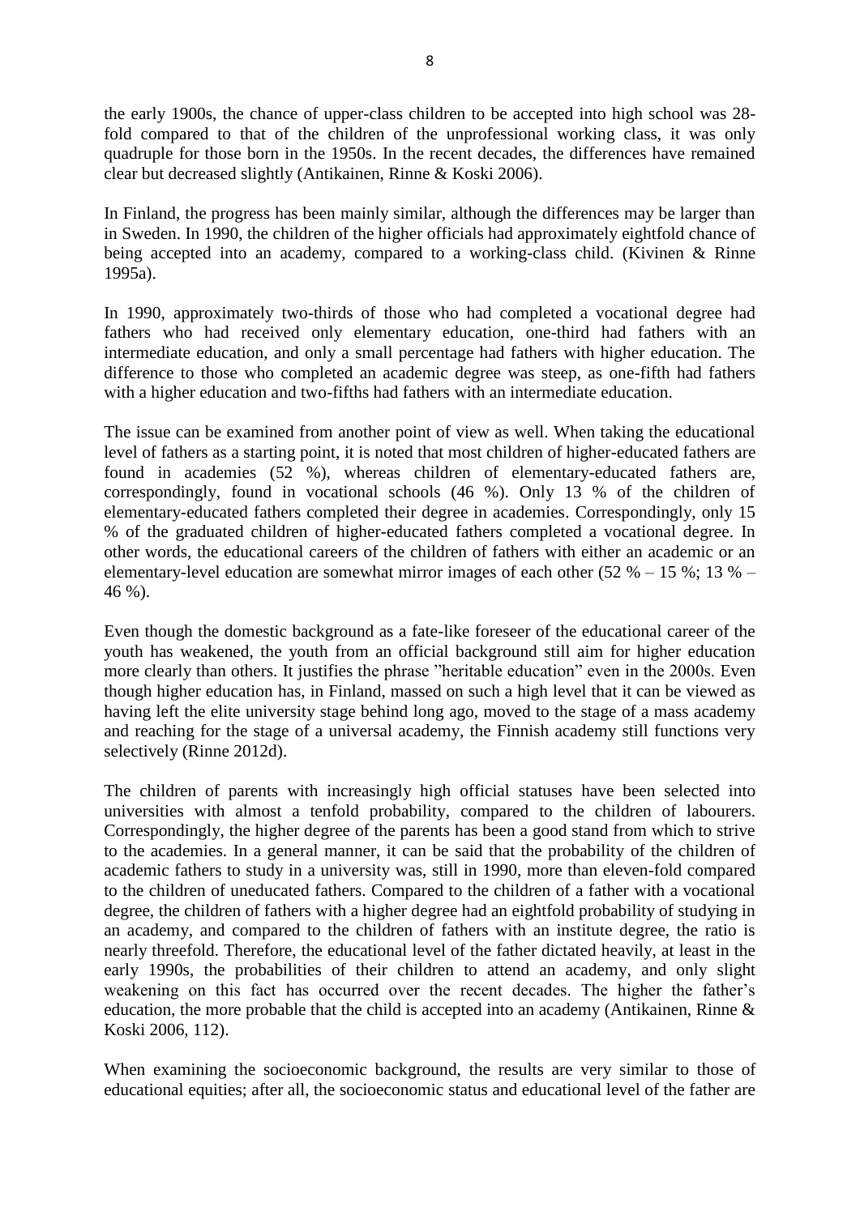the early 1900s, the chance of upper-class children to be accepted into high school was 28-fold compared to that of the children of the unprofessional working class, it was only quadruple for those born in the 1950s. In the recent decades, the differences have remained clear but decreased slightly (Antikainen, Rinne & Koski 2006).

In Finland, the progress has been mainly similar, although the differences may be larger than in Sweden. In 1990, the children of the higher officials had approximately eightfold chance of being accepted into an academy, compared to a working-class child. (Kivinen & Rinne 1995a).

In 1990, approximately two-thirds of those who had completed a vocational degree had fathers who had received only elementary education, one-third had fathers with an intermediate education, and only a small percentage had fathers with higher education. The difference to those who completed an academic degree was steep, as one-fifth had fathers with a higher education and two-fifths had fathers with an intermediate education.

The issue can be examined from another point of view as well. When taking the educational level of fathers as a starting point, it is noted that most children of higher-educated fathers are found in academies (52 %), whereas children of elementary-educated fathers are, correspondingly, found in vocational schools (46 %). Only 13 % of the children of elementary-educated fathers completed their degree in academies. Correspondingly, only 15 % of the graduated children of higher-educated fathers completed a vocational degree. In other words, the educational careers of the children of fathers with either an academic or an elementary-level education are somewhat mirror images of each other (52 % – 15 %; 13 % – 46 %).

Even though the domestic background as a fate-like foreseer of the educational career of the youth has weakened, the youth from an official background still aim for higher education more clearly than others. It justifies the phrase "heritable education" even in the 2000s. Even though higher education has, in Finland, massed on such a high level that it can be viewed as having left the elite university stage behind long ago, moved to the stage of a mass academy and reaching for the stage of a universal academy, the Finnish academy still functions very selectively (Rinne 2012d).

The children of parents with increasingly high official statuses have been selected into universities with almost a tenfold probability, compared to the children of labourers. Correspondingly, the higher degree of the parents has been a good stand from which to strive to the academies. In a general manner, it can be said that the probability of the children of academic fathers to study in a university was, still in 1990, more than eleven-fold compared to the children of uneducated fathers. Compared to the children of a father with a vocational degree, the children of fathers with a higher degree had an eightfold probability of studying in an academy, and compared to the children of fathers with an institute degree, the ratio is nearly threefold. Therefore, the educational level of the father dictated heavily, at least in the early 1990s, the probabilities of their children to attend an academy, and only slight weakening on this fact has occurred over the recent decades. The higher the father's education, the more probable that the child is accepted into an academy (Antikainen, Rinne & Koski 2006, 112).

When examining the socioeconomic background, the results are very similar to those of educational equities; after all, the socioeconomic status and educational level of the father are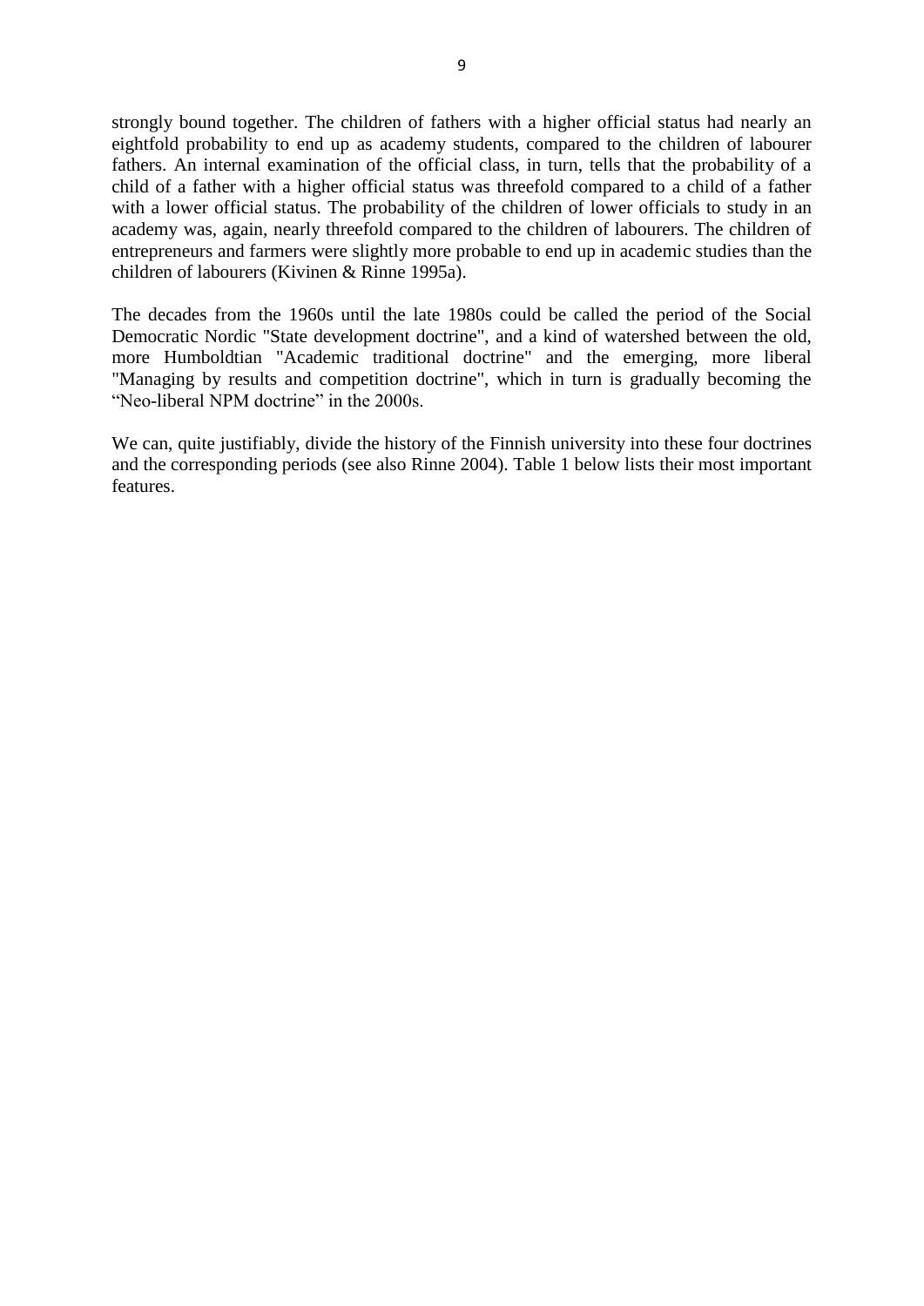strongly bound together. The children of fathers with a higher official status had nearly an eightfold probability to end up as academy students, compared to the children of labourer fathers. An internal examination of the official class, in turn, tells that the probability of a child of a father with a higher official status was threefold compared to a child of a father with a lower official status. The probability of the children of lower officials to study in an academy was, again, nearly threefold compared to the children of labourers. The children of entrepreneurs and farmers were slightly more probable to end up in academic studies than the children of labourers (Kivinen & Rinne 1995a).

The decades from the 1960s until the late 1980s could be called the period of the Social Democratic Nordic "State development doctrine", and a kind of watershed between the old, more Humboldtian "Academic traditional doctrine" and the emerging, more liberal "Managing by results and competition doctrine", which in turn is gradually becoming the "Neo-liberal NPM doctrine" in the 2000s.

We can, quite justifiably, divide the history of the Finnish university into these four doctrines and the corresponding periods (see also Rinne 2004). Table 1 below lists their most important features.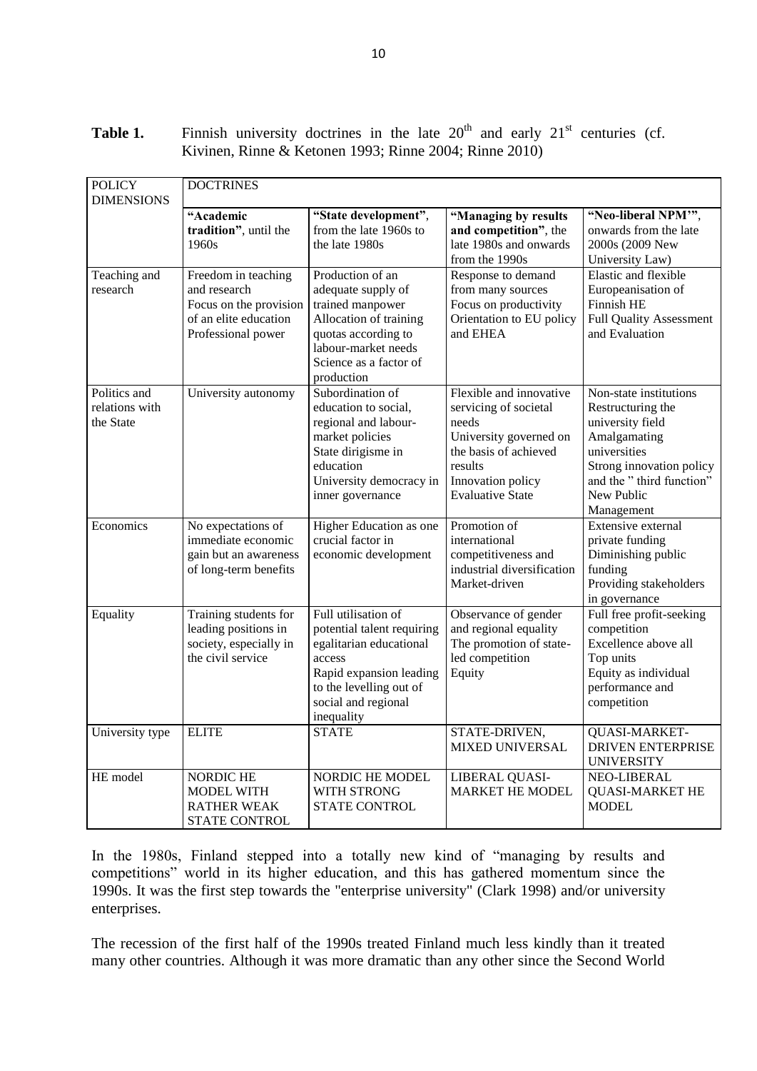**Table 1.** Finnish university doctrines in the late 20[th] and early 21[st] centuries (cf. Kivinen, Rinne & Ketonen 1993; Rinne 2004; Rinne 2010)

| POLICY DIMENSIONS | DOCTRINES | | | |
|---|---|---|---|---|
| | **"Academic tradition"**, until the 1960s | **"State development"**, from the late 1960s to the late 1980s | **"Managing by results and competition"**, the late 1980s and onwards from the 1990s | **"Neo-liberal NPM'"**, onwards from the late 2000s (2009 New University Law) |
| Teaching and research | Freedom in teaching and research<br>Focus on the provision of an elite education<br>Professional power | Production of an adequate supply of trained manpower<br>Allocation of training quotas according to labour-market needs<br>Science as a factor of production | Response to demand from many sources<br>Focus on productivity<br>Orientation to EU policy and EHEA | Elastic and flexible Europeanisation of Finnish HE<br>Full Quality Assessment and Evaluation |
| Politics and relations with the State | University autonomy | Subordination of education to social, regional and labour-market policies<br>State dirigisme in education<br>University democracy in inner governance | Flexible and innovative servicing of societal needs<br>University governed on the basis of achieved results<br>Innovation policy<br>Evaluative State | Non-state institutions<br>Restructuring the university field<br>Amalgamating universities<br>Strong innovation policy and the " third function"<br>New Public Management |
| Economics | No expectations of immediate economic gain but an awareness of long-term benefits | Higher Education as one crucial factor in economic development | Promotion of international competitiveness and industrial diversification<br>Market-driven | Extensive external private funding<br>Diminishing public funding<br>Providing stakeholders in governance |
| Equality | Training students for leading positions in society, especially in the civil service | Full utilisation of potential talent requiring egalitarian educational access<br>Rapid expansion leading to the levelling out of social and regional inequality | Observance of gender and regional equality<br>The promotion of state-led competition<br>Equity | Full free profit-seeking competition<br>Excellence above all<br>Top units<br>Equity as individual performance and competition |
| University type | ELITE | STATE | STATE-DRIVEN, MIXED UNIVERSAL | QUASI-MARKET-DRIVEN ENTERPRISE UNIVERSITY |
| HE model | NORDIC HE MODEL WITH RATHER WEAK STATE CONTROL | NORDIC HE MODEL WITH STRONG STATE CONTROL | LIBERAL QUASI-MARKET HE MODEL | NEO-LIBERAL QUASI-MARKET HE MODEL |

In the 1980s, Finland stepped into a totally new kind of "managing by results and competitions" world in its higher education, and this has gathered momentum since the 1990s. It was the first step towards the "enterprise university" (Clark 1998) and/or university enterprises.

The recession of the first half of the 1990s treated Finland much less kindly than it treated many other countries. Although it was more dramatic than any other since the Second World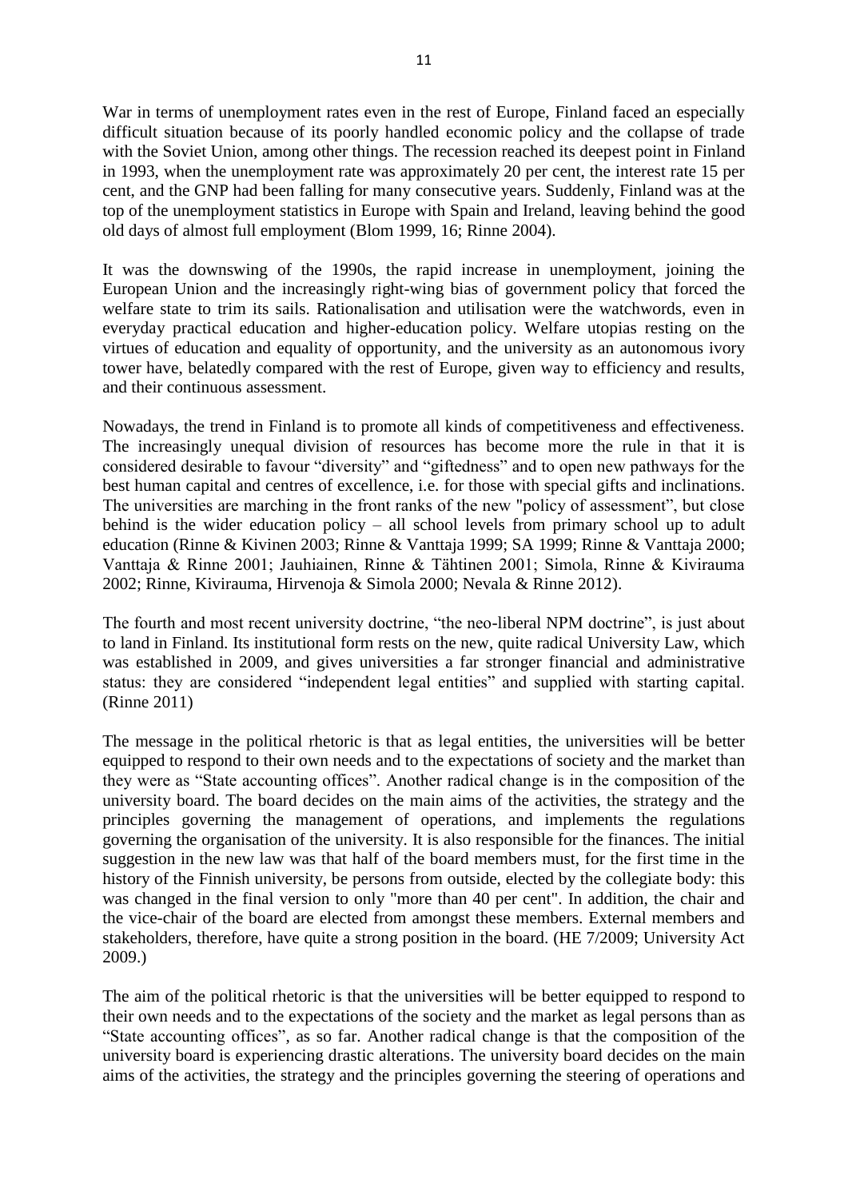War in terms of unemployment rates even in the rest of Europe, Finland faced an especially difficult situation because of its poorly handled economic policy and the collapse of trade with the Soviet Union, among other things. The recession reached its deepest point in Finland in 1993, when the unemployment rate was approximately 20 per cent, the interest rate 15 per cent, and the GNP had been falling for many consecutive years. Suddenly, Finland was at the top of the unemployment statistics in Europe with Spain and Ireland, leaving behind the good old days of almost full employment (Blom 1999, 16; Rinne 2004).

It was the downswing of the 1990s, the rapid increase in unemployment, joining the European Union and the increasingly right-wing bias of government policy that forced the welfare state to trim its sails. Rationalisation and utilisation were the watchwords, even in everyday practical education and higher-education policy. Welfare utopias resting on the virtues of education and equality of opportunity, and the university as an autonomous ivory tower have, belatedly compared with the rest of Europe, given way to efficiency and results, and their continuous assessment.

Nowadays, the trend in Finland is to promote all kinds of competitiveness and effectiveness. The increasingly unequal division of resources has become more the rule in that it is considered desirable to favour "diversity" and "giftedness" and to open new pathways for the best human capital and centres of excellence, i.e. for those with special gifts and inclinations. The universities are marching in the front ranks of the new "policy of assessment", but close behind is the wider education policy – all school levels from primary school up to adult education (Rinne & Kivinen 2003; Rinne & Vanttaja 1999; SA 1999; Rinne & Vanttaja 2000; Vanttaja & Rinne 2001; Jauhiainen, Rinne & Tähtinen 2001; Simola, Rinne & Kivirauma 2002; Rinne, Kivirauma, Hirvenoja & Simola 2000; Nevala & Rinne 2012).

The fourth and most recent university doctrine, "the neo-liberal NPM doctrine", is just about to land in Finland. Its institutional form rests on the new, quite radical University Law, which was established in 2009, and gives universities a far stronger financial and administrative status: they are considered "independent legal entities" and supplied with starting capital. (Rinne 2011)

The message in the political rhetoric is that as legal entities, the universities will be better equipped to respond to their own needs and to the expectations of society and the market than they were as "State accounting offices". Another radical change is in the composition of the university board. The board decides on the main aims of the activities, the strategy and the principles governing the management of operations, and implements the regulations governing the organisation of the university. It is also responsible for the finances. The initial suggestion in the new law was that half of the board members must, for the first time in the history of the Finnish university, be persons from outside, elected by the collegiate body: this was changed in the final version to only "more than 40 per cent". In addition, the chair and the vice-chair of the board are elected from amongst these members. External members and stakeholders, therefore, have quite a strong position in the board. (HE 7/2009; University Act 2009.)

The aim of the political rhetoric is that the universities will be better equipped to respond to their own needs and to the expectations of the society and the market as legal persons than as "State accounting offices", as so far. Another radical change is that the composition of the university board is experiencing drastic alterations. The university board decides on the main aims of the activities, the strategy and the principles governing the steering of operations and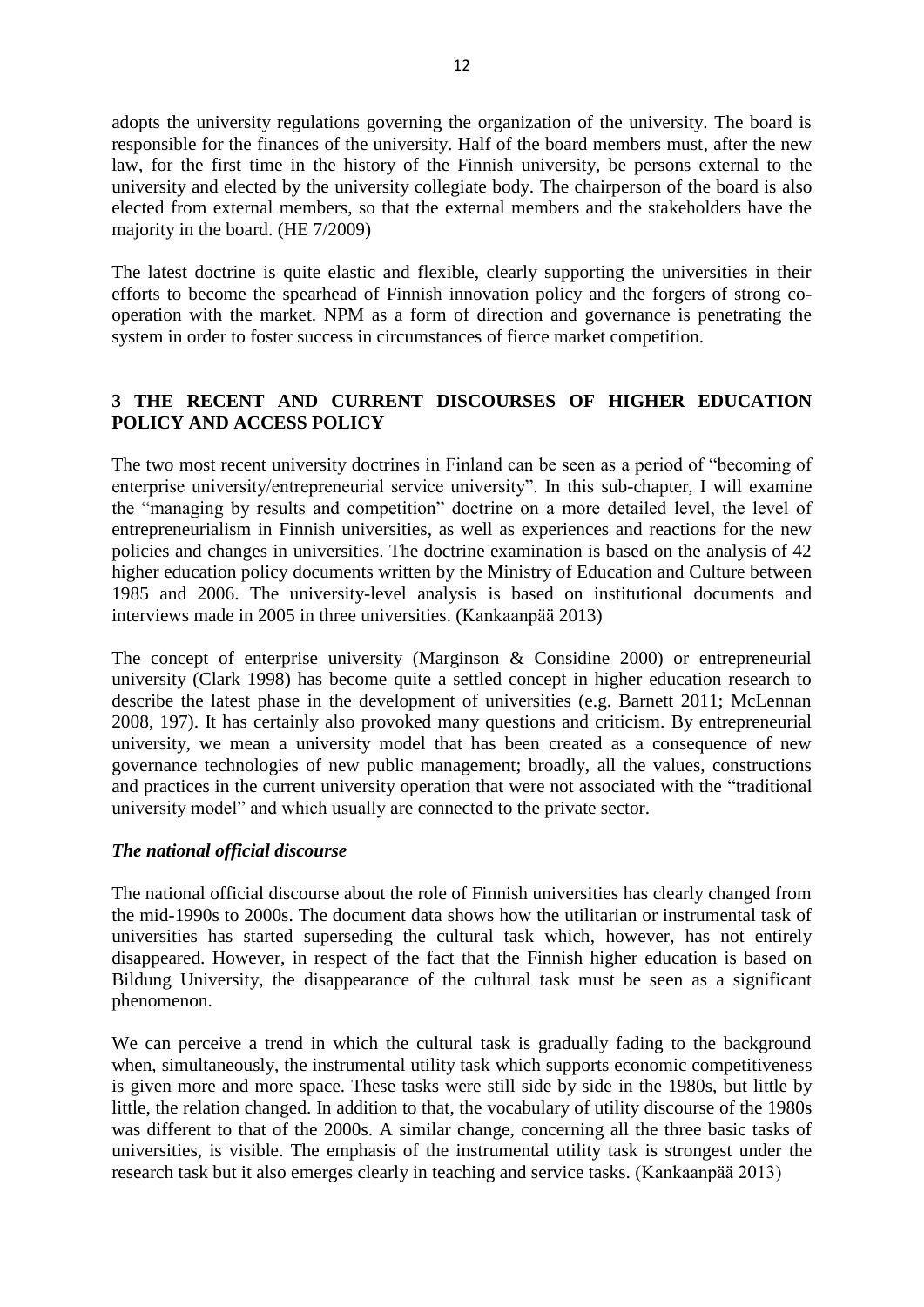adopts the university regulations governing the organization of the university. The board is responsible for the finances of the university. Half of the board members must, after the new law, for the first time in the history of the Finnish university, be persons external to the university and elected by the university collegiate body. The chairperson of the board is also elected from external members, so that the external members and the stakeholders have the majority in the board. (HE 7/2009)

The latest doctrine is quite elastic and flexible, clearly supporting the universities in their efforts to become the spearhead of Finnish innovation policy and the forgers of strong co-operation with the market. NPM as a form of direction and governance is penetrating the system in order to foster success in circumstances of fierce market competition.

## 3 THE RECENT AND CURRENT DISCOURSES OF HIGHER EDUCATION POLICY AND ACCESS POLICY

The two most recent university doctrines in Finland can be seen as a period of "becoming of enterprise university/entrepreneurial service university". In this sub-chapter, I will examine the "managing by results and competition" doctrine on a more detailed level, the level of entrepreneurialism in Finnish universities, as well as experiences and reactions for the new policies and changes in universities. The doctrine examination is based on the analysis of 42 higher education policy documents written by the Ministry of Education and Culture between 1985 and 2006. The university-level analysis is based on institutional documents and interviews made in 2005 in three universities. (Kankaanpää 2013)

The concept of enterprise university (Marginson & Considine 2000) or entrepreneurial university (Clark 1998) has become quite a settled concept in higher education research to describe the latest phase in the development of universities (e.g. Barnett 2011; McLennan 2008, 197). It has certainly also provoked many questions and criticism. By entrepreneurial university, we mean a university model that has been created as a consequence of new governance technologies of new public management; broadly, all the values, constructions and practices in the current university operation that were not associated with the "traditional university model" and which usually are connected to the private sector.

### *The national official discourse*

The national official discourse about the role of Finnish universities has clearly changed from the mid-1990s to 2000s. The document data shows how the utilitarian or instrumental task of universities has started superseding the cultural task which, however, has not entirely disappeared. However, in respect of the fact that the Finnish higher education is based on Bildung University, the disappearance of the cultural task must be seen as a significant phenomenon.

We can perceive a trend in which the cultural task is gradually fading to the background when, simultaneously, the instrumental utility task which supports economic competitiveness is given more and more space. These tasks were still side by side in the 1980s, but little by little, the relation changed. In addition to that, the vocabulary of utility discourse of the 1980s was different to that of the 2000s. A similar change, concerning all the three basic tasks of universities, is visible. The emphasis of the instrumental utility task is strongest under the research task but it also emerges clearly in teaching and service tasks. (Kankaanpää 2013)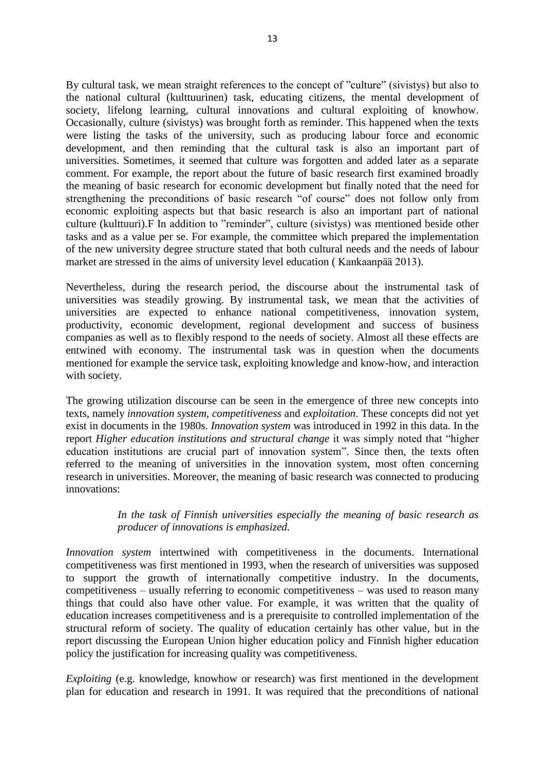By cultural task, we mean straight references to the concept of "culture" (sivistys) but also to the national cultural (kulttuurinen) task, educating citizens, the mental development of society, lifelong learning, cultural innovations and cultural exploiting of knowhow. Occasionally, culture (sivistys) was brought forth as reminder. This happened when the texts were listing the tasks of the university, such as producing labour force and economic development, and then reminding that the cultural task is also an important part of universities. Sometimes, it seemed that culture was forgotten and added later as a separate comment. For example, the report about the future of basic research first examined broadly the meaning of basic research for economic development but finally noted that the need for strengthening the preconditions of basic research "of course" does not follow only from economic exploiting aspects but that basic research is also an important part of national culture (kulttuuri).F In addition to "reminder", culture (sivistys) was mentioned beside other tasks and as a value per se. For example, the committee which prepared the implementation of the new university degree structure stated that both cultural needs and the needs of labour market are stressed in the aims of university level education ( Kankaanpää 2013).

Nevertheless, during the research period, the discourse about the instrumental task of universities was steadily growing. By instrumental task, we mean that the activities of universities are expected to enhance national competitiveness, innovation system, productivity, economic development, regional development and success of business companies as well as to flexibly respond to the needs of society. Almost all these effects are entwined with economy. The instrumental task was in question when the documents mentioned for example the service task, exploiting knowledge and know-how, and interaction with society.

The growing utilization discourse can be seen in the emergence of three new concepts into texts, namely *innovation system*, *competitiveness* and *exploitation*. These concepts did not yet exist in documents in the 1980s. *Innovation system* was introduced in 1992 in this data. In the report *Higher education institutions and structural change* it was simply noted that "higher education institutions are crucial part of innovation system". Since then, the texts often referred to the meaning of universities in the innovation system, most often concerning research in universities. Moreover, the meaning of basic research was connected to producing innovations:

> *In the task of Finnish universities especially the meaning of basic research as producer of innovations is emphasized.*

*Innovation system* intertwined with competitiveness in the documents. International competitiveness was first mentioned in 1993, when the research of universities was supposed to support the growth of internationally competitive industry. In the documents, competitiveness – usually referring to economic competitiveness – was used to reason many things that could also have other value. For example, it was written that the quality of education increases competitiveness and is a prerequisite to controlled implementation of the structural reform of society. The quality of education certainly has other value, but in the report discussing the European Union higher education policy and Finnish higher education policy the justification for increasing quality was competitiveness.

*Exploiting* (e.g. knowledge, knowhow or research) was first mentioned in the development plan for education and research in 1991. It was required that the preconditions of national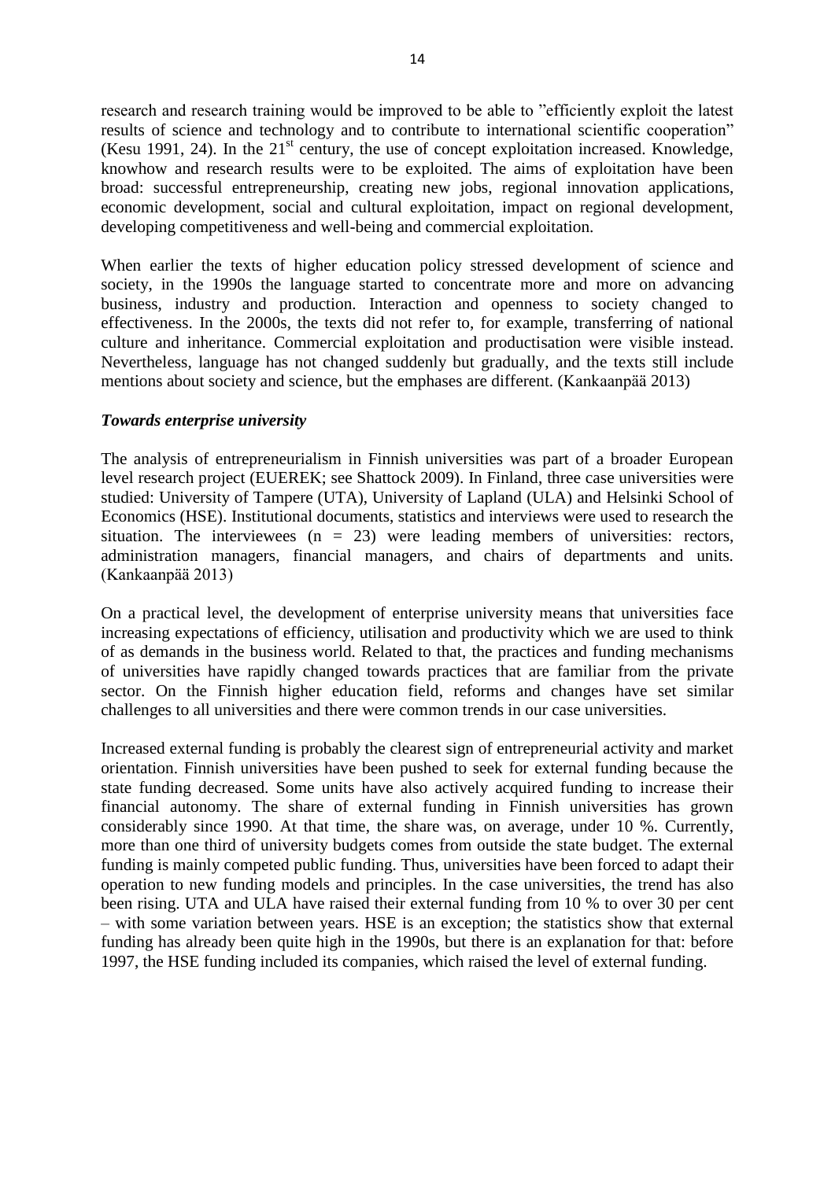research and research training would be improved to be able to "efficiently exploit the latest results of science and technology and to contribute to international scientific cooperation" (Kesu 1991, 24). In the 21$^{st}$ century, the use of concept exploitation increased. Knowledge, knowhow and research results were to be exploited. The aims of exploitation have been broad: successful entrepreneurship, creating new jobs, regional innovation applications, economic development, social and cultural exploitation, impact on regional development, developing competitiveness and well-being and commercial exploitation.

When earlier the texts of higher education policy stressed development of science and society, in the 1990s the language started to concentrate more and more on advancing business, industry and production. Interaction and openness to society changed to effectiveness. In the 2000s, the texts did not refer to, for example, transferring of national culture and inheritance. Commercial exploitation and productisation were visible instead. Nevertheless, language has not changed suddenly but gradually, and the texts still include mentions about society and science, but the emphases are different. (Kankaanpää 2013)

***Towards enterprise university***

The analysis of entrepreneurialism in Finnish universities was part of a broader European level research project (EUEREK; see Shattock 2009). In Finland, three case universities were studied: University of Tampere (UTA), University of Lapland (ULA) and Helsinki School of Economics (HSE). Institutional documents, statistics and interviews were used to research the situation. The interviewees (n = 23) were leading members of universities: rectors, administration managers, financial managers, and chairs of departments and units. (Kankaanpää 2013)

On a practical level, the development of enterprise university means that universities face increasing expectations of efficiency, utilisation and productivity which we are used to think of as demands in the business world. Related to that, the practices and funding mechanisms of universities have rapidly changed towards practices that are familiar from the private sector. On the Finnish higher education field, reforms and changes have set similar challenges to all universities and there were common trends in our case universities.

Increased external funding is probably the clearest sign of entrepreneurial activity and market orientation. Finnish universities have been pushed to seek for external funding because the state funding decreased. Some units have also actively acquired funding to increase their financial autonomy. The share of external funding in Finnish universities has grown considerably since 1990. At that time, the share was, on average, under 10 %. Currently, more than one third of university budgets comes from outside the state budget. The external funding is mainly competed public funding. Thus, universities have been forced to adapt their operation to new funding models and principles. In the case universities, the trend has also been rising. UTA and ULA have raised their external funding from 10 % to over 30 per cent – with some variation between years. HSE is an exception; the statistics show that external funding has already been quite high in the 1990s, but there is an explanation for that: before 1997, the HSE funding included its companies, which raised the level of external funding.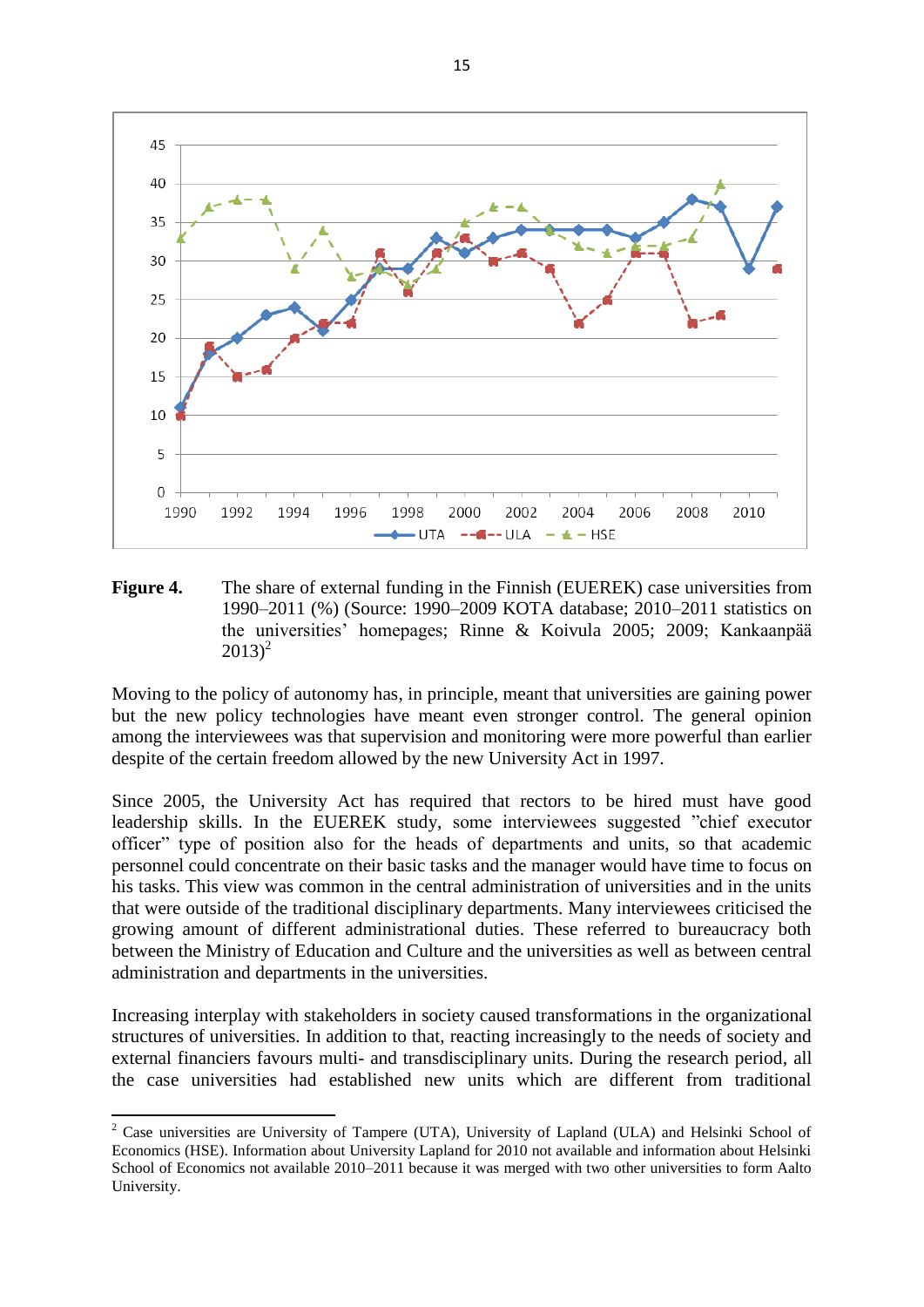**Figure 4.** The share of external funding in the Finnish (EUEREK) case universities from 1990–2011 (%) (Source: 1990–2009 KOTA database; 2010–2011 statistics on the universities' homepages; Rinne & Koivula 2005; 2009; Kankaanpää 2013)[2]

Moving to the policy of autonomy has, in principle, meant that universities are gaining power but the new policy technologies have meant even stronger control. The general opinion among the interviewees was that supervision and monitoring were more powerful than earlier despite of the certain freedom allowed by the new University Act in 1997.

Since 2005, the University Act has required that rectors to be hired must have good leadership skills. In the EUEREK study, some interviewees suggested "chief executor officer" type of position also for the heads of departments and units, so that academic personnel could concentrate on their basic tasks and the manager would have time to focus on his tasks. This view was common in the central administration of universities and in the units that were outside of the traditional disciplinary departments. Many interviewees criticised the growing amount of different administrational duties. These referred to bureaucracy both between the Ministry of Education and Culture and the universities as well as between central administration and departments in the universities.

Increasing interplay with stakeholders in society caused transformations in the organizational structures of universities. In addition to that, reacting increasingly to the needs of society and external financiers favours multi- and transdisciplinary units. During the research period, all the case universities had established new units which are different from traditional

---

[2] Case universities are University of Tampere (UTA), University of Lapland (ULA) and Helsinki School of Economics (HSE). Information about University Lapland for 2010 not available and information about Helsinki School of Economics not available 2010–2011 because it was merged with two other universities to form Aalto University.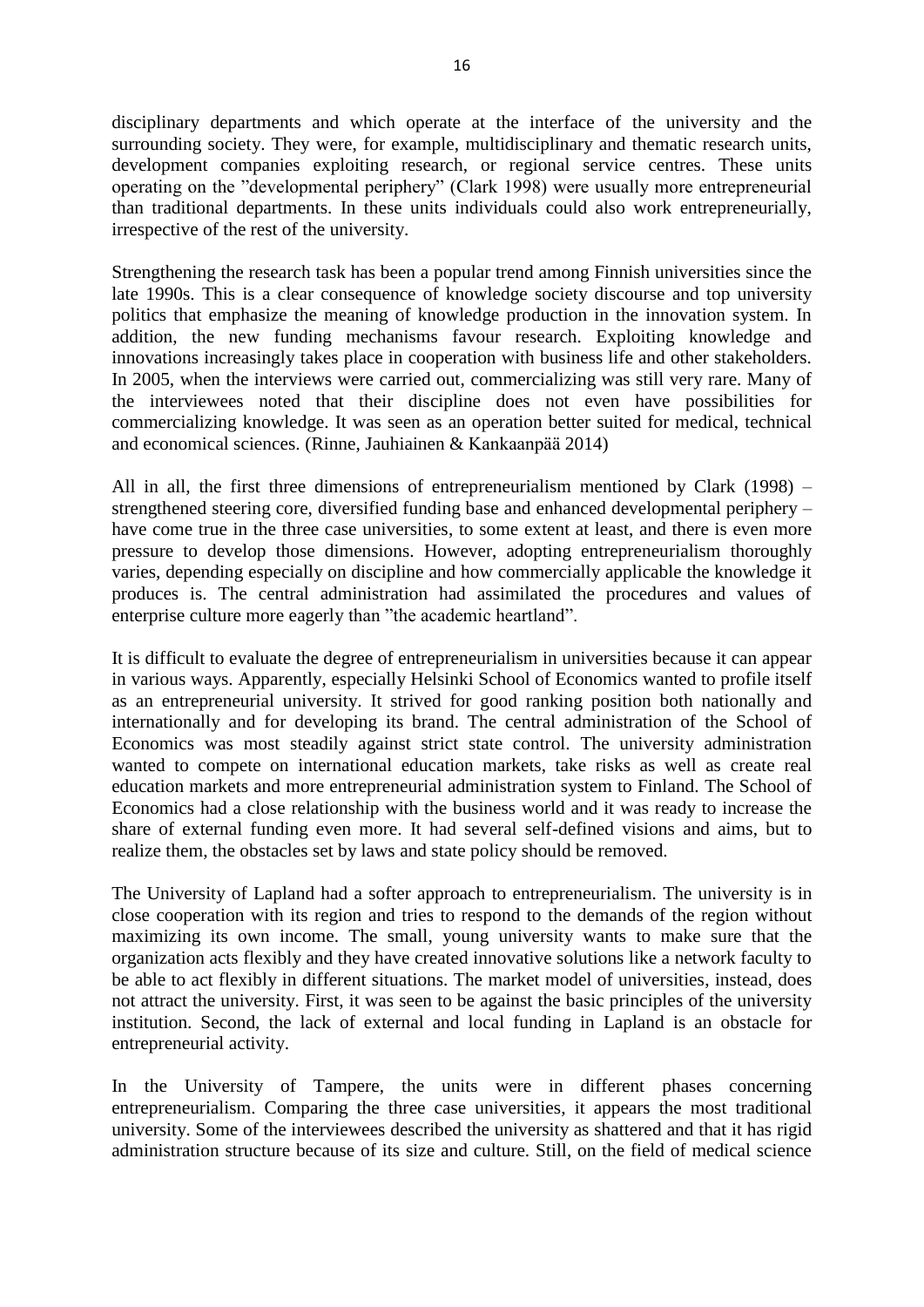disciplinary departments and which operate at the interface of the university and the surrounding society. They were, for example, multidisciplinary and thematic research units, development companies exploiting research, or regional service centres. These units operating on the ”developmental periphery” (Clark 1998) were usually more entrepreneurial than traditional departments. In these units individuals could also work entrepreneurially, irrespective of the rest of the university.

Strengthening the research task has been a popular trend among Finnish universities since the late 1990s. This is a clear consequence of knowledge society discourse and top university politics that emphasize the meaning of knowledge production in the innovation system. In addition, the new funding mechanisms favour research. Exploiting knowledge and innovations increasingly takes place in cooperation with business life and other stakeholders. In 2005, when the interviews were carried out, commercializing was still very rare. Many of the interviewees noted that their discipline does not even have possibilities for commercializing knowledge. It was seen as an operation better suited for medical, technical and economical sciences. (Rinne, Jauhiainen & Kankaanpää 2014)

All in all, the first three dimensions of entrepreneurialism mentioned by Clark (1998) – strengthened steering core, diversified funding base and enhanced developmental periphery – have come true in the three case universities, to some extent at least, and there is even more pressure to develop those dimensions. However, adopting entrepreneurialism thoroughly varies, depending especially on discipline and how commercially applicable the knowledge it produces is. The central administration had assimilated the procedures and values of enterprise culture more eagerly than ”the academic heartland”.

It is difficult to evaluate the degree of entrepreneurialism in universities because it can appear in various ways. Apparently, especially Helsinki School of Economics wanted to profile itself as an entrepreneurial university. It strived for good ranking position both nationally and internationally and for developing its brand. The central administration of the School of Economics was most steadily against strict state control. The university administration wanted to compete on international education markets, take risks as well as create real education markets and more entrepreneurial administration system to Finland. The School of Economics had a close relationship with the business world and it was ready to increase the share of external funding even more. It had several self-defined visions and aims, but to realize them, the obstacles set by laws and state policy should be removed.

The University of Lapland had a softer approach to entrepreneurialism. The university is in close cooperation with its region and tries to respond to the demands of the region without maximizing its own income. The small, young university wants to make sure that the organization acts flexibly and they have created innovative solutions like a network faculty to be able to act flexibly in different situations. The market model of universities, instead, does not attract the university. First, it was seen to be against the basic principles of the university institution. Second, the lack of external and local funding in Lapland is an obstacle for entrepreneurial activity.

In the University of Tampere, the units were in different phases concerning entrepreneurialism. Comparing the three case universities, it appears the most traditional university. Some of the interviewees described the university as shattered and that it has rigid administration structure because of its size and culture. Still, on the field of medical science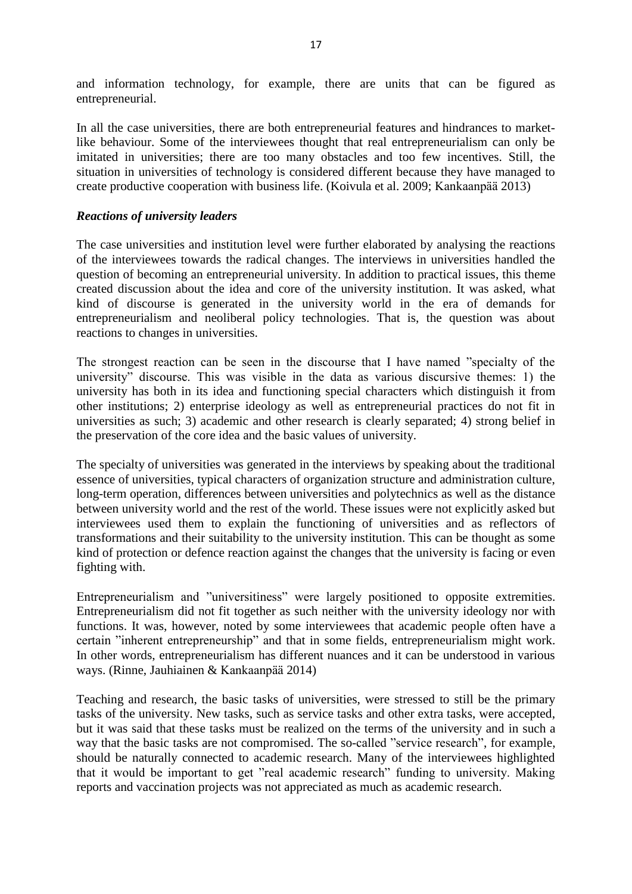and information technology, for example, there are units that can be figured as entrepreneurial.

In all the case universities, there are both entrepreneurial features and hindrances to market-like behaviour. Some of the interviewees thought that real entrepreneurialism can only be imitated in universities; there are too many obstacles and too few incentives. Still, the situation in universities of technology is considered different because they have managed to create productive cooperation with business life. (Koivula et al. 2009; Kankaanpää 2013)

### *Reactions of university leaders*

The case universities and institution level were further elaborated by analysing the reactions of the interviewees towards the radical changes. The interviews in universities handled the question of becoming an entrepreneurial university. In addition to practical issues, this theme created discussion about the idea and core of the university institution. It was asked, what kind of discourse is generated in the university world in the era of demands for entrepreneurialism and neoliberal policy technologies. That is, the question was about reactions to changes in universities.

The strongest reaction can be seen in the discourse that I have named ”specialty of the university” discourse. This was visible in the data as various discursive themes: 1) the university has both in its idea and functioning special characters which distinguish it from other institutions; 2) enterprise ideology as well as entrepreneurial practices do not fit in universities as such; 3) academic and other research is clearly separated; 4) strong belief in the preservation of the core idea and the basic values of university.

The specialty of universities was generated in the interviews by speaking about the traditional essence of universities, typical characters of organization structure and administration culture, long-term operation, differences between universities and polytechnics as well as the distance between university world and the rest of the world. These issues were not explicitly asked but interviewees used them to explain the functioning of universities and as reflectors of transformations and their suitability to the university institution. This can be thought as some kind of protection or defence reaction against the changes that the university is facing or even fighting with.

Entrepreneurialism and ”universitiness” were largely positioned to opposite extremities. Entrepreneurialism did not fit together as such neither with the university ideology nor with functions. It was, however, noted by some interviewees that academic people often have a certain ”inherent entrepreneurship” and that in some fields, entrepreneurialism might work. In other words, entrepreneurialism has different nuances and it can be understood in various ways. (Rinne, Jauhiainen & Kankaanpää 2014)

Teaching and research, the basic tasks of universities, were stressed to still be the primary tasks of the university. New tasks, such as service tasks and other extra tasks, were accepted, but it was said that these tasks must be realized on the terms of the university and in such a way that the basic tasks are not compromised. The so-called ”service research”, for example, should be naturally connected to academic research. Many of the interviewees highlighted that it would be important to get ”real academic research” funding to university. Making reports and vaccination projects was not appreciated as much as academic research.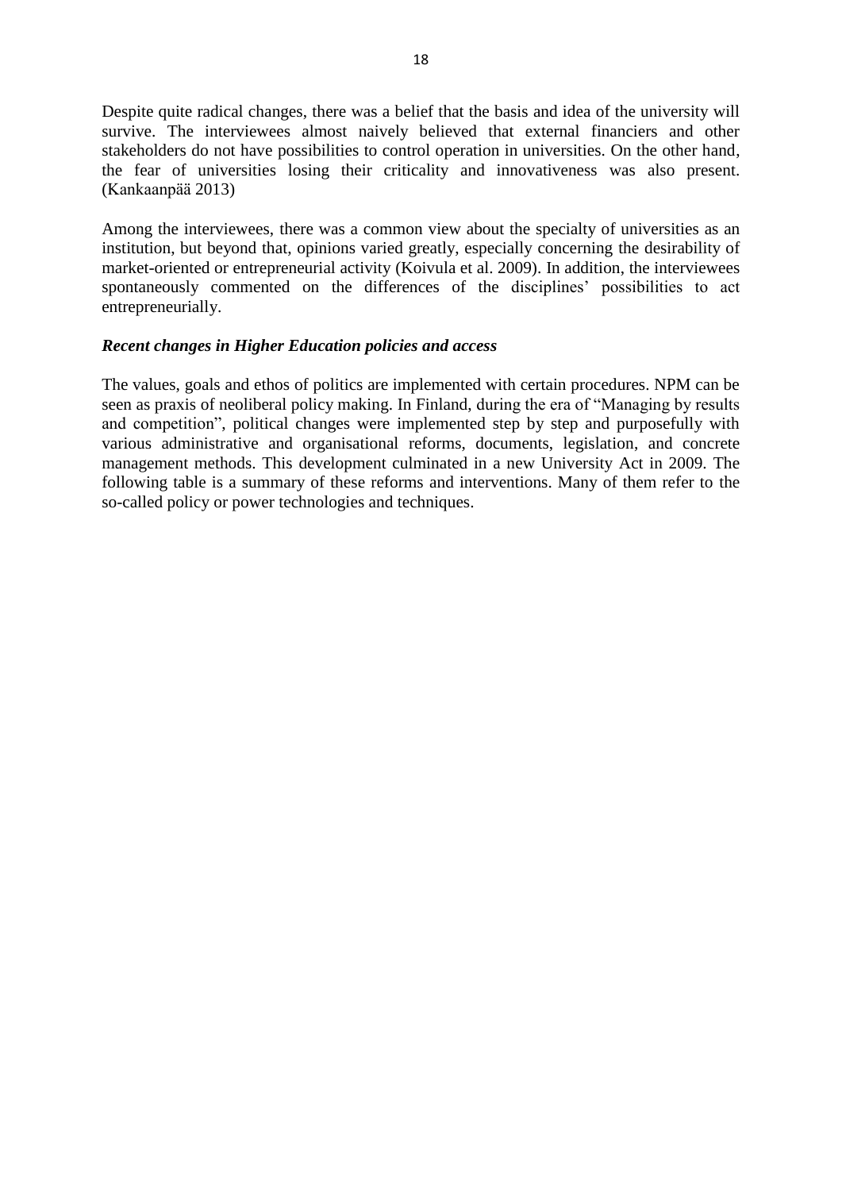Despite quite radical changes, there was a belief that the basis and idea of the university will survive. The interviewees almost naively believed that external financiers and other stakeholders do not have possibilities to control operation in universities. On the other hand, the fear of universities losing their criticality and innovativeness was also present. (Kankaanpää 2013)

Among the interviewees, there was a common view about the specialty of universities as an institution, but beyond that, opinions varied greatly, especially concerning the desirability of market-oriented or entrepreneurial activity (Koivula et al. 2009). In addition, the interviewees spontaneously commented on the differences of the disciplines' possibilities to act entrepreneurially.

### *Recent changes in Higher Education policies and access*

The values, goals and ethos of politics are implemented with certain procedures. NPM can be seen as praxis of neoliberal policy making. In Finland, during the era of "Managing by results and competition", political changes were implemented step by step and purposefully with various administrative and organisational reforms, documents, legislation, and concrete management methods. This development culminated in a new University Act in 2009. The following table is a summary of these reforms and interventions. Many of them refer to the so-called policy or power technologies and techniques.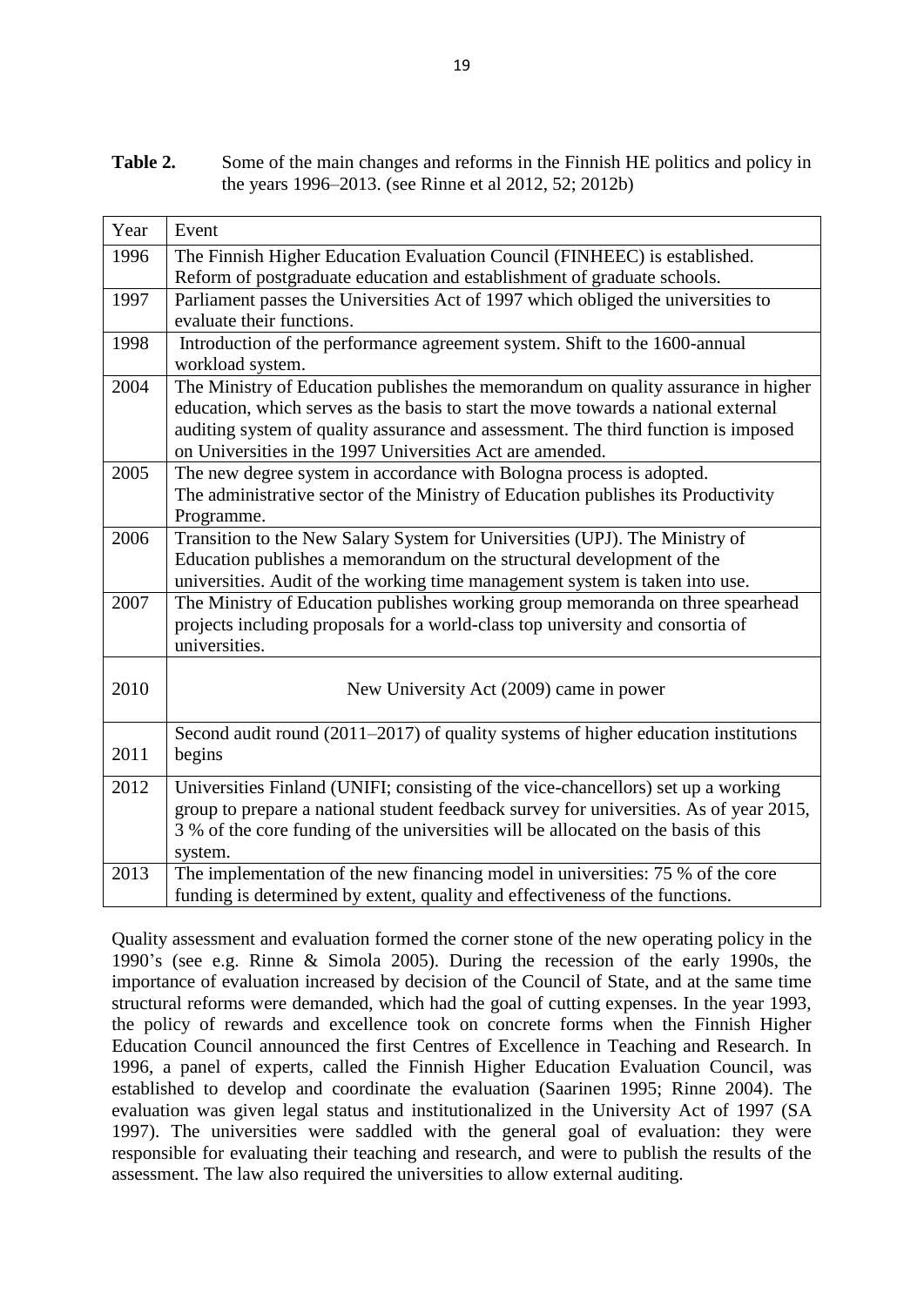**Table 2.** Some of the main changes and reforms in the Finnish HE politics and policy in the years 1996–2013. (see Rinne et al 2012, 52; 2012b)

| Year | Event |
|---|---|
| 1996 | The Finnish Higher Education Evaluation Council (FINHEEC) is established. Reform of postgraduate education and establishment of graduate schools. |
| 1997 | Parliament passes the Universities Act of 1997 which obliged the universities to evaluate their functions. |
| 1998 | Introduction of the performance agreement system. Shift to the 1600-annual workload system. |
| 2004 | The Ministry of Education publishes the memorandum on quality assurance in higher education, which serves as the basis to start the move towards a national external auditing system of quality assurance and assessment. The third function is imposed on Universities in the 1997 Universities Act are amended. |
| 2005 | The new degree system in accordance with Bologna process is adopted. The administrative sector of the Ministry of Education publishes its Productivity Programme. |
| 2006 | Transition to the New Salary System for Universities (UPJ). The Ministry of Education publishes a memorandum on the structural development of the universities. Audit of the working time management system is taken into use. |
| 2007 | The Ministry of Education publishes working group memoranda on three spearhead projects including proposals for a world-class top university and consortia of universities. |
| 2010 | New University Act (2009) came in power |
| 2011 | Second audit round (2011–2017) of quality systems of higher education institutions begins |
| 2012 | Universities Finland (UNIFI; consisting of the vice-chancellors) set up a working group to prepare a national student feedback survey for universities. As of year 2015, 3 % of the core funding of the universities will be allocated on the basis of this system. |
| 2013 | The implementation of the new financing model in universities: 75 % of the core funding is determined by extent, quality and effectiveness of the functions. |

Quality assessment and evaluation formed the corner stone of the new operating policy in the 1990's (see e.g. Rinne & Simola 2005). During the recession of the early 1990s, the importance of evaluation increased by decision of the Council of State, and at the same time structural reforms were demanded, which had the goal of cutting expenses. In the year 1993, the policy of rewards and excellence took on concrete forms when the Finnish Higher Education Council announced the first Centres of Excellence in Teaching and Research. In 1996, a panel of experts, called the Finnish Higher Education Evaluation Council, was established to develop and coordinate the evaluation (Saarinen 1995; Rinne 2004). The evaluation was given legal status and institutionalized in the University Act of 1997 (SA 1997). The universities were saddled with the general goal of evaluation: they were responsible for evaluating their teaching and research, and were to publish the results of the assessment. The law also required the universities to allow external auditing.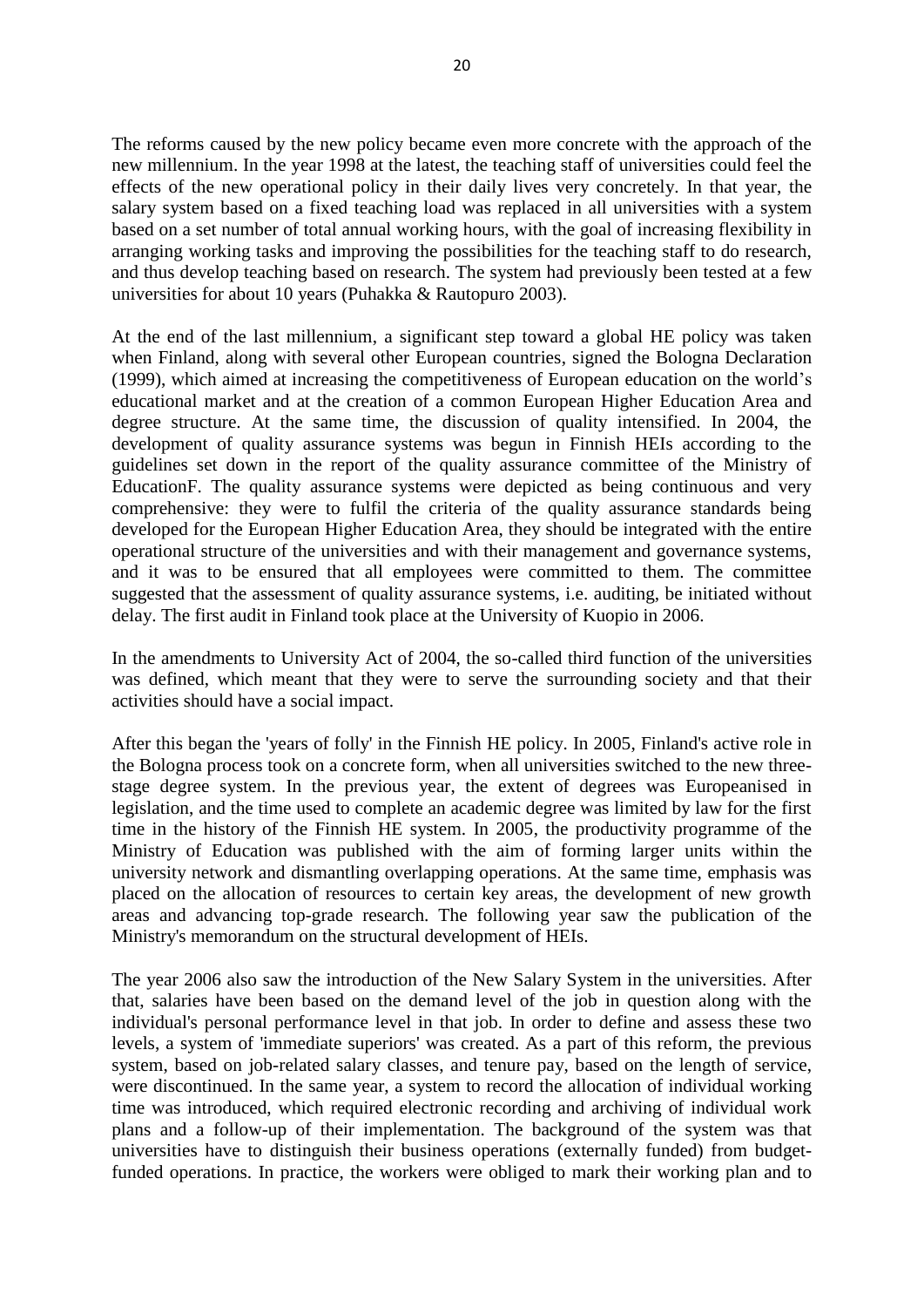The reforms caused by the new policy became even more concrete with the approach of the new millennium. In the year 1998 at the latest, the teaching staff of universities could feel the effects of the new operational policy in their daily lives very concretely. In that year, the salary system based on a fixed teaching load was replaced in all universities with a system based on a set number of total annual working hours, with the goal of increasing flexibility in arranging working tasks and improving the possibilities for the teaching staff to do research, and thus develop teaching based on research. The system had previously been tested at a few universities for about 10 years (Puhakka & Rautopuro 2003).

At the end of the last millennium, a significant step toward a global HE policy was taken when Finland, along with several other European countries, signed the Bologna Declaration (1999), which aimed at increasing the competitiveness of European education on the world's educational market and at the creation of a common European Higher Education Area and degree structure. At the same time, the discussion of quality intensified. In 2004, the development of quality assurance systems was begun in Finnish HEIs according to the guidelines set down in the report of the quality assurance committee of the Ministry of EducationF. The quality assurance systems were depicted as being continuous and very comprehensive: they were to fulfil the criteria of the quality assurance standards being developed for the European Higher Education Area, they should be integrated with the entire operational structure of the universities and with their management and governance systems, and it was to be ensured that all employees were committed to them. The committee suggested that the assessment of quality assurance systems, i.e. auditing, be initiated without delay. The first audit in Finland took place at the University of Kuopio in 2006.

In the amendments to University Act of 2004, the so-called third function of the universities was defined, which meant that they were to serve the surrounding society and that their activities should have a social impact.

After this began the 'years of folly' in the Finnish HE policy. In 2005, Finland's active role in the Bologna process took on a concrete form, when all universities switched to the new three-stage degree system. In the previous year, the extent of degrees was Europeanised in legislation, and the time used to complete an academic degree was limited by law for the first time in the history of the Finnish HE system. In 2005, the productivity programme of the Ministry of Education was published with the aim of forming larger units within the university network and dismantling overlapping operations. At the same time, emphasis was placed on the allocation of resources to certain key areas, the development of new growth areas and advancing top-grade research. The following year saw the publication of the Ministry's memorandum on the structural development of HEIs.

The year 2006 also saw the introduction of the New Salary System in the universities. After that, salaries have been based on the demand level of the job in question along with the individual's personal performance level in that job. In order to define and assess these two levels, a system of 'immediate superiors' was created. As a part of this reform, the previous system, based on job-related salary classes, and tenure pay, based on the length of service, were discontinued. In the same year, a system to record the allocation of individual working time was introduced, which required electronic recording and archiving of individual work plans and a follow-up of their implementation. The background of the system was that universities have to distinguish their business operations (externally funded) from budget-funded operations. In practice, the workers were obliged to mark their working plan and to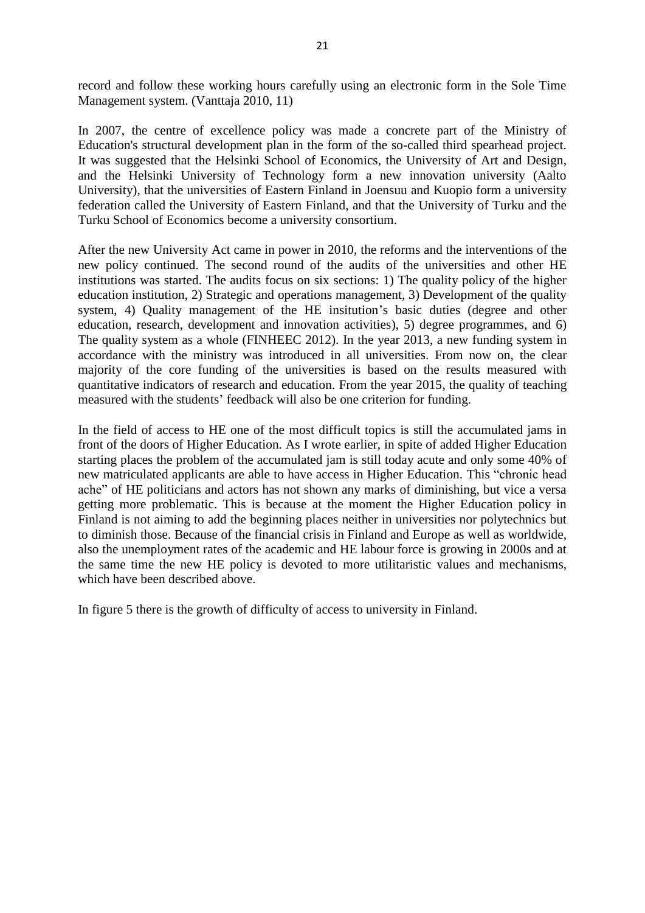record and follow these working hours carefully using an electronic form in the Sole Time Management system. (Vanttaja 2010, 11)

In 2007, the centre of excellence policy was made a concrete part of the Ministry of Education's structural development plan in the form of the so-called third spearhead project. It was suggested that the Helsinki School of Economics, the University of Art and Design, and the Helsinki University of Technology form a new innovation university (Aalto University), that the universities of Eastern Finland in Joensuu and Kuopio form a university federation called the University of Eastern Finland, and that the University of Turku and the Turku School of Economics become a university consortium.

After the new University Act came in power in 2010, the reforms and the interventions of the new policy continued. The second round of the audits of the universities and other HE institutions was started. The audits focus on six sections: 1) The quality policy of the higher education institution, 2) Strategic and operations management, 3) Development of the quality system, 4) Quality management of the HE insitution's basic duties (degree and other education, research, development and innovation activities), 5) degree programmes, and 6) The quality system as a whole (FINHEEC 2012). In the year 2013, a new funding system in accordance with the ministry was introduced in all universities. From now on, the clear majority of the core funding of the universities is based on the results measured with quantitative indicators of research and education. From the year 2015, the quality of teaching measured with the students' feedback will also be one criterion for funding.

In the field of access to HE one of the most difficult topics is still the accumulated jams in front of the doors of Higher Education. As I wrote earlier, in spite of added Higher Education starting places the problem of the accumulated jam is still today acute and only some 40% of new matriculated applicants are able to have access in Higher Education. This "chronic head ache" of HE politicians and actors has not shown any marks of diminishing, but vice a versa getting more problematic. This is because at the moment the Higher Education policy in Finland is not aiming to add the beginning places neither in universities nor polytechnics but to diminish those. Because of the financial crisis in Finland and Europe as well as worldwide, also the unemployment rates of the academic and HE labour force is growing in 2000s and at the same time the new HE policy is devoted to more utilitaristic values and mechanisms, which have been described above.

In figure 5 there is the growth of difficulty of access to university in Finland.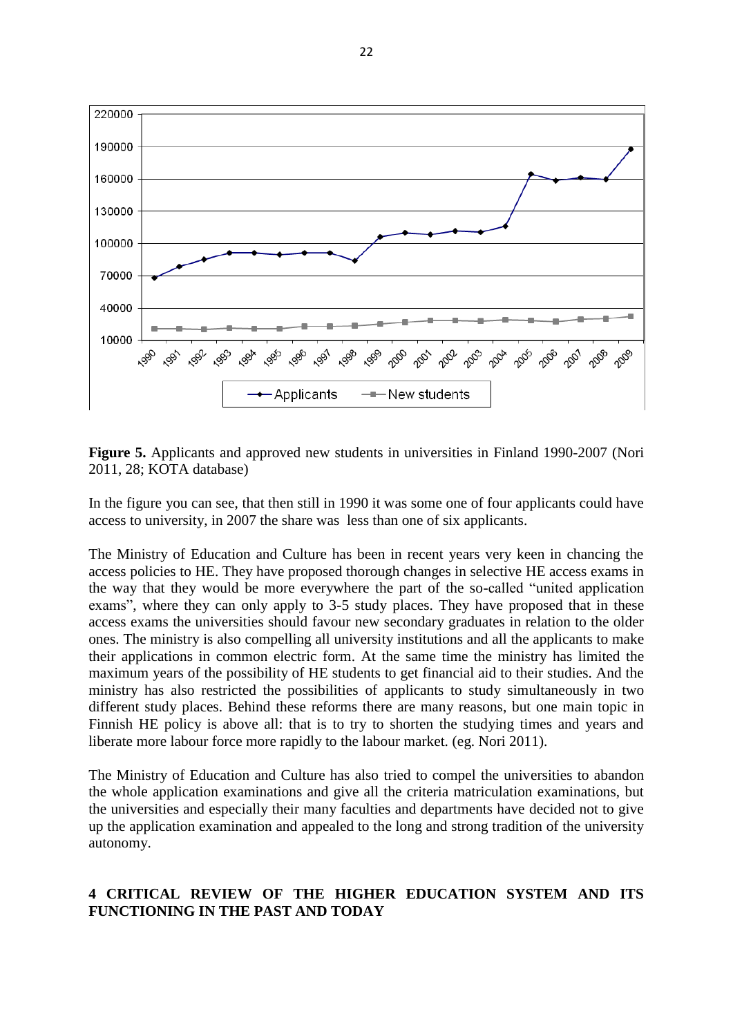**Figure 5.** Applicants and approved new students in universities in Finland 1990-2007 (Nori 2011, 28; KOTA database)

In the figure you can see, that then still in 1990 it was some one of four applicants could have access to university, in 2007 the share was less than one of six applicants.

The Ministry of Education and Culture has been in recent years very keen in chancing the access policies to HE. They have proposed thorough changes in selective HE access exams in the way that they would be more everywhere the part of the so-called "united application exams", where they can only apply to 3-5 study places. They have proposed that in these access exams the universities should favour new secondary graduates in relation to the older ones. The ministry is also compelling all university institutions and all the applicants to make their applications in common electric form. At the same time the ministry has limited the maximum years of the possibility of HE students to get financial aid to their studies. And the ministry has also restricted the possibilities of applicants to study simultaneously in two different study places. Behind these reforms there are many reasons, but one main topic in Finnish HE policy is above all: that is to try to shorten the studying times and years and liberate more labour force more rapidly to the labour market. (eg. Nori 2011).

The Ministry of Education and Culture has also tried to compel the universities to abandon the whole application examinations and give all the criteria matriculation examinations, but the universities and especially their many faculties and departments have decided not to give up the application examination and appealed to the long and strong tradition of the university autonomy.

# 4 CRITICAL REVIEW OF THE HIGHER EDUCATION SYSTEM AND ITS FUNCTIONING IN THE PAST AND TODAY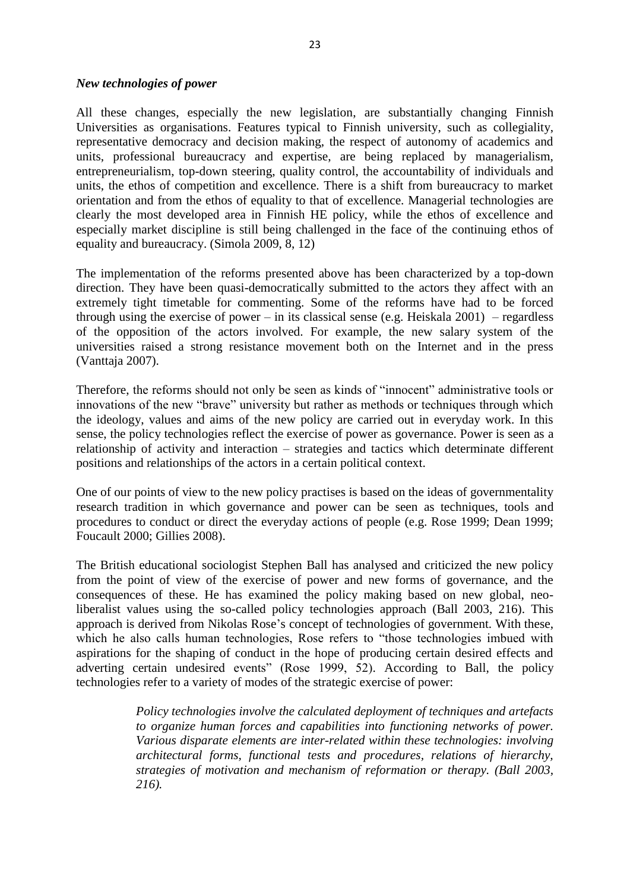### *New technologies of power*

All these changes, especially the new legislation, are substantially changing Finnish Universities as organisations. Features typical to Finnish university, such as collegiality, representative democracy and decision making, the respect of autonomy of academics and units, professional bureaucracy and expertise, are being replaced by managerialism, entrepreneurialism, top-down steering, quality control, the accountability of individuals and units, the ethos of competition and excellence. There is a shift from bureaucracy to market orientation and from the ethos of equality to that of excellence. Managerial technologies are clearly the most developed area in Finnish HE policy, while the ethos of excellence and especially market discipline is still being challenged in the face of the continuing ethos of equality and bureaucracy. (Simola 2009, 8, 12)

The implementation of the reforms presented above has been characterized by a top-down direction. They have been quasi-democratically submitted to the actors they affect with an extremely tight timetable for commenting. Some of the reforms have had to be forced through using the exercise of power – in its classical sense (e.g. Heiskala 2001) – regardless of the opposition of the actors involved. For example, the new salary system of the universities raised a strong resistance movement both on the Internet and in the press (Vanttaja 2007).

Therefore, the reforms should not only be seen as kinds of "innocent" administrative tools or innovations of the new "brave" university but rather as methods or techniques through which the ideology, values and aims of the new policy are carried out in everyday work. In this sense, the policy technologies reflect the exercise of power as governance. Power is seen as a relationship of activity and interaction – strategies and tactics which determine different positions and relationships of the actors in a certain political context.

One of our points of view to the new policy practises is based on the ideas of governmentality research tradition in which governance and power can be seen as techniques, tools and procedures to conduct or direct the everyday actions of people (e.g. Rose 1999; Dean 1999; Foucault 2000; Gillies 2008).

The British educational sociologist Stephen Ball has analysed and criticized the new policy from the point of view of the exercise of power and new forms of governance, and the consequences of these. He has examined the policy making based on new global, neo-liberalist values using the so-called policy technologies approach (Ball 2003, 216). This approach is derived from Nikolas Rose's concept of technologies of government. With these, which he also calls human technologies, Rose refers to "those technologies imbued with aspirations for the shaping of conduct in the hope of producing certain desired effects and adverting certain undesired events" (Rose 1999, 52). According to Ball, the policy technologies refer to a variety of modes of the strategic exercise of power:

> *Policy technologies involve the calculated deployment of techniques and artefacts to organize human forces and capabilities into functioning networks of power. Various disparate elements are inter-related within these technologies: involving architectural forms, functional tests and procedures, relations of hierarchy, strategies of motivation and mechanism of reformation or therapy. (Ball 2003, 216).*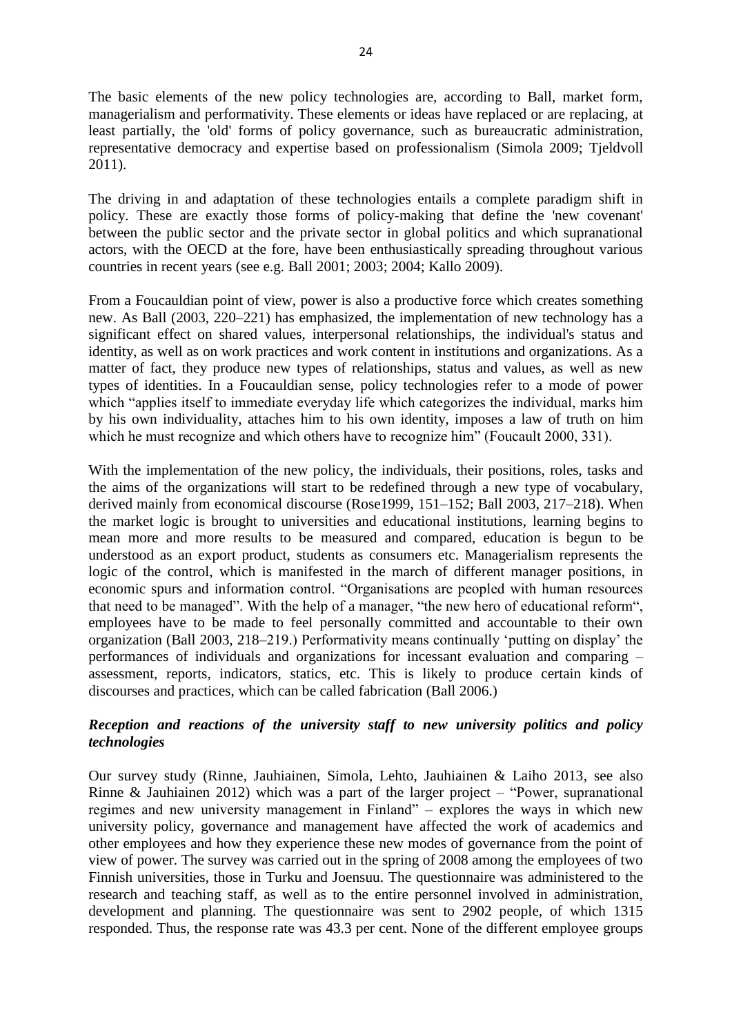The basic elements of the new policy technologies are, according to Ball, market form, managerialism and performativity. These elements or ideas have replaced or are replacing, at least partially, the 'old' forms of policy governance, such as bureaucratic administration, representative democracy and expertise based on professionalism (Simola 2009; Tjeldvoll 2011).

The driving in and adaptation of these technologies entails a complete paradigm shift in policy. These are exactly those forms of policy-making that define the 'new covenant' between the public sector and the private sector in global politics and which supranational actors, with the OECD at the fore, have been enthusiastically spreading throughout various countries in recent years (see e.g. Ball 2001; 2003; 2004; Kallo 2009).

From a Foucauldian point of view, power is also a productive force which creates something new. As Ball (2003, 220–221) has emphasized, the implementation of new technology has a significant effect on shared values, interpersonal relationships, the individual's status and identity, as well as on work practices and work content in institutions and organizations. As a matter of fact, they produce new types of relationships, status and values, as well as new types of identities. In a Foucauldian sense, policy technologies refer to a mode of power which "applies itself to immediate everyday life which categorizes the individual, marks him by his own individuality, attaches him to his own identity, imposes a law of truth on him which he must recognize and which others have to recognize him" (Foucault 2000, 331).

With the implementation of the new policy, the individuals, their positions, roles, tasks and the aims of the organizations will start to be redefined through a new type of vocabulary, derived mainly from economical discourse (Rose1999, 151–152; Ball 2003, 217–218). When the market logic is brought to universities and educational institutions, learning begins to mean more and more results to be measured and compared, education is begun to be understood as an export product, students as consumers etc. Managerialism represents the logic of the control, which is manifested in the march of different manager positions, in economic spurs and information control. "Organisations are peopled with human resources that need to be managed". With the help of a manager, "the new hero of educational reform", employees have to be made to feel personally committed and accountable to their own organization (Ball 2003, 218–219.) Performativity means continually 'putting on display' the performances of individuals and organizations for incessant evaluation and comparing – assessment, reports, indicators, statics, etc. This is likely to produce certain kinds of discourses and practices, which can be called fabrication (Ball 2006.)

### *Reception and reactions of the university staff to new university politics and policy technologies*

Our survey study (Rinne, Jauhiainen, Simola, Lehto, Jauhiainen & Laiho 2013, see also Rinne & Jauhiainen 2012) which was a part of the larger project – "Power, supranational regimes and new university management in Finland" – explores the ways in which new university policy, governance and management have affected the work of academics and other employees and how they experience these new modes of governance from the point of view of power. The survey was carried out in the spring of 2008 among the employees of two Finnish universities, those in Turku and Joensuu. The questionnaire was administered to the research and teaching staff, as well as to the entire personnel involved in administration, development and planning. The questionnaire was sent to 2902 people, of which 1315 responded. Thus, the response rate was 43.3 per cent. None of the different employee groups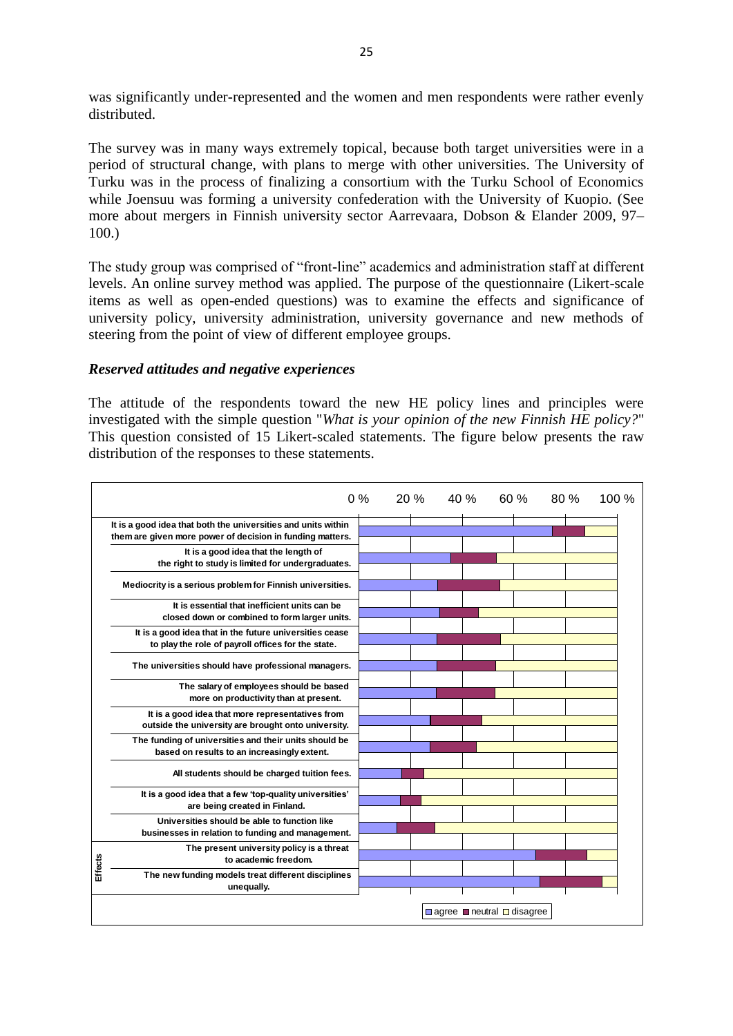was significantly under-represented and the women and men respondents were rather evenly distributed.

The survey was in many ways extremely topical, because both target universities were in a period of structural change, with plans to merge with other universities. The University of Turku was in the process of finalizing a consortium with the Turku School of Economics while Joensuu was forming a university confederation with the University of Kuopio. (See more about mergers in Finnish university sector Aarrevaara, Dobson & Elander 2009, 97–100.)

The study group was comprised of "front-line" academics and administration staff at different levels. An online survey method was applied. The purpose of the questionnaire (Likert-scale items as well as open-ended questions) was to examine the effects and significance of university policy, university administration, university governance and new methods of steering from the point of view of different employee groups.

### *Reserved attitudes and negative experiences*

The attitude of the respondents toward the new HE policy lines and principles were investigated with the simple question "*What is your opinion of the new Finnish HE policy?*" This question consisted of 15 Likert-scaled statements. The figure below presents the raw distribution of the responses to these statements.

0 % 20 % 40 % 60 % 80 % 100 %

- It is a good idea that both the universities and units within them are given more power of decision in funding matters.
- It is a good idea that the length of the right to study is limited for undergraduates.
- Mediocrity is a serious problem for Finnish universities.
- It is essential that inefficient units can be closed down or combined to form larger units.
- It is a good idea that in the future universities cease to play the role of payroll offices for the state.
- The universities should have professional managers.
- The salary of employees should be based more on productivity than at present.
- It is a good idea that more representatives from outside the university are brought onto university.
- The funding of universities and their units should be based on results to an increasingly extent.
- All students should be charged tuition fees.
- It is a good idea that a few 'top-quality universities' are being created in Finland.
- Universities should be able to function like businesses in relation to funding and management.

Effects

- The present university policy is a threat to academic freedom.
- The new funding models treat different disciplines unequally.

agree / neutral / disagree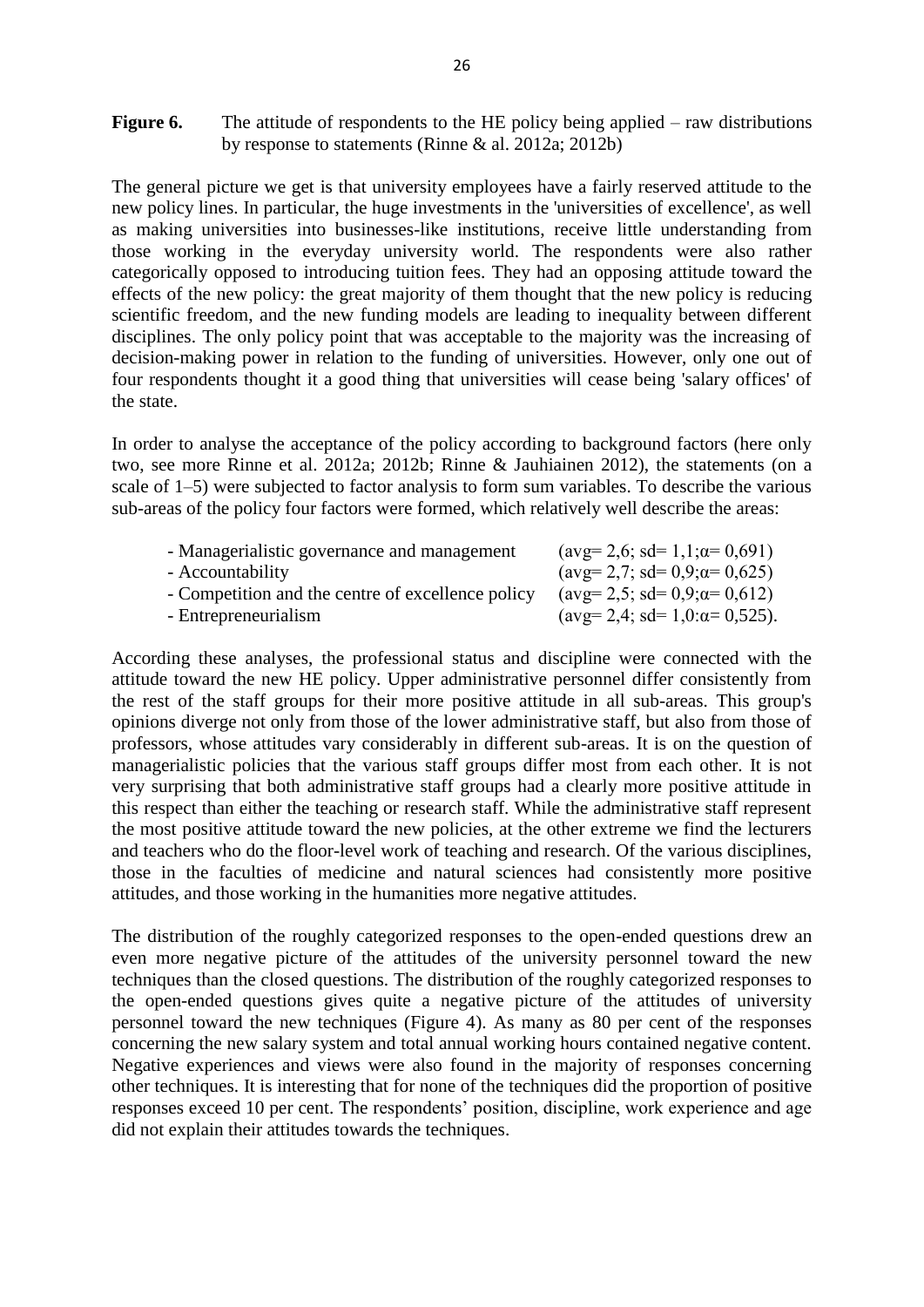**Figure 6.** The attitude of respondents to the HE policy being applied – raw distributions by response to statements (Rinne & al. 2012a; 2012b)

The general picture we get is that university employees have a fairly reserved attitude to the new policy lines. In particular, the huge investments in the 'universities of excellence', as well as making universities into businesses-like institutions, receive little understanding from those working in the everyday university world. The respondents were also rather categorically opposed to introducing tuition fees. They had an opposing attitude toward the effects of the new policy: the great majority of them thought that the new policy is reducing scientific freedom, and the new funding models are leading to inequality between different disciplines. The only policy point that was acceptable to the majority was the increasing of decision-making power in relation to the funding of universities. However, only one out of four respondents thought it a good thing that universities will cease being 'salary offices' of the state.

In order to analyse the acceptance of the policy according to background factors (here only two, see more Rinne et al. 2012a; 2012b; Rinne & Jauhiainen 2012), the statements (on a scale of 1–5) were subjected to factor analysis to form sum variables. To describe the various sub-areas of the policy four factors were formed, which relatively well describe the areas:

- Managerialistic governance and management (avg= 2,6; sd= 1,1; $\alpha$= 0,691)
- Accountability (avg= 2,7; sd= 0,9; $\alpha$= 0,625)
- Competition and the centre of excellence policy (avg= 2,5; sd= 0,9; $\alpha$= 0,612)
- Entrepreneurialism (avg= 2,4; sd= 1,0: $\alpha$= 0,525).

According these analyses, the professional status and discipline were connected with the attitude toward the new HE policy. Upper administrative personnel differ consistently from the rest of the staff groups for their more positive attitude in all sub-areas. This group's opinions diverge not only from those of the lower administrative staff, but also from those of professors, whose attitudes vary considerably in different sub-areas. It is on the question of managerialistic policies that the various staff groups differ most from each other. It is not very surprising that both administrative staff groups had a clearly more positive attitude in this respect than either the teaching or research staff. While the administrative staff represent the most positive attitude toward the new policies, at the other extreme we find the lecturers and teachers who do the floor-level work of teaching and research. Of the various disciplines, those in the faculties of medicine and natural sciences had consistently more positive attitudes, and those working in the humanities more negative attitudes.

The distribution of the roughly categorized responses to the open-ended questions drew an even more negative picture of the attitudes of the university personnel toward the new techniques than the closed questions. The distribution of the roughly categorized responses to the open-ended questions gives quite a negative picture of the attitudes of university personnel toward the new techniques (Figure 4). As many as 80 per cent of the responses concerning the new salary system and total annual working hours contained negative content. Negative experiences and views were also found in the majority of responses concerning other techniques. It is interesting that for none of the techniques did the proportion of positive responses exceed 10 per cent. The respondents' position, discipline, work experience and age did not explain their attitudes towards the techniques.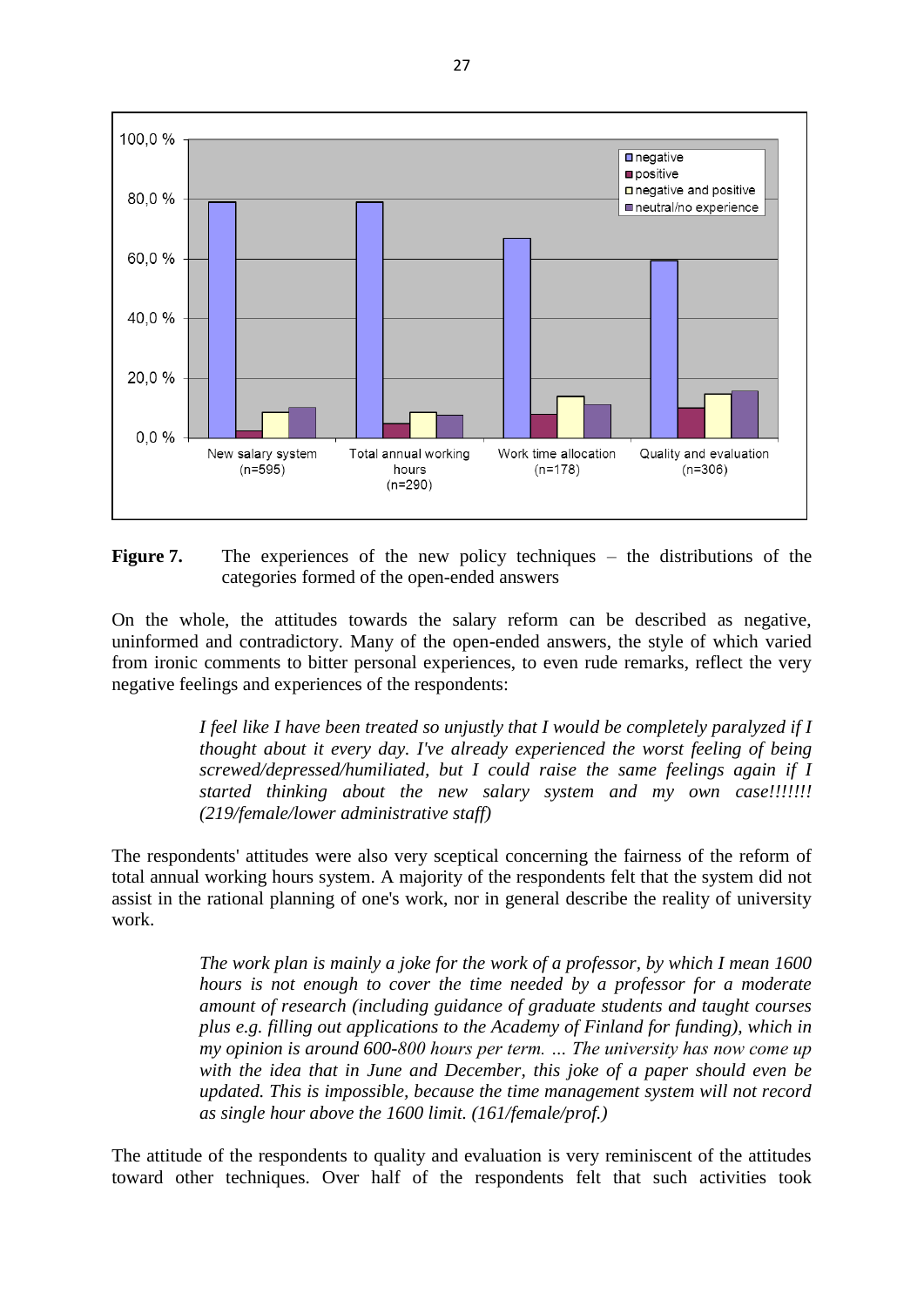**Figure 7.** The experiences of the new policy techniques – the distributions of the categories formed of the open-ended answers

On the whole, the attitudes towards the salary reform can be described as negative, uninformed and contradictory. Many of the open-ended answers, the style of which varied from ironic comments to bitter personal experiences, to even rude remarks, reflect the very negative feelings and experiences of the respondents:

> *I feel like I have been treated so unjustly that I would be completely paralyzed if I thought about it every day. I've already experienced the worst feeling of being screwed/depressed/humiliated, but I could raise the same feelings again if I started thinking about the new salary system and my own case!!!!!!! (219/female/lower administrative staff)*

The respondents' attitudes were also very sceptical concerning the fairness of the reform of total annual working hours system. A majority of the respondents felt that the system did not assist in the rational planning of one's work, nor in general describe the reality of university work.

> *The work plan is mainly a joke for the work of a professor, by which I mean 1600 hours is not enough to cover the time needed by a professor for a moderate amount of research (including guidance of graduate students and taught courses plus e.g. filling out applications to the Academy of Finland for funding), which in my opinion is around 600-800 hours per term. … The university has now come up with the idea that in June and December, this joke of a paper should even be updated. This is impossible, because the time management system will not record as single hour above the 1600 limit. (161/female/prof.)*

The attitude of the respondents to quality and evaluation is very reminiscent of the attitudes toward other techniques. Over half of the respondents felt that such activities took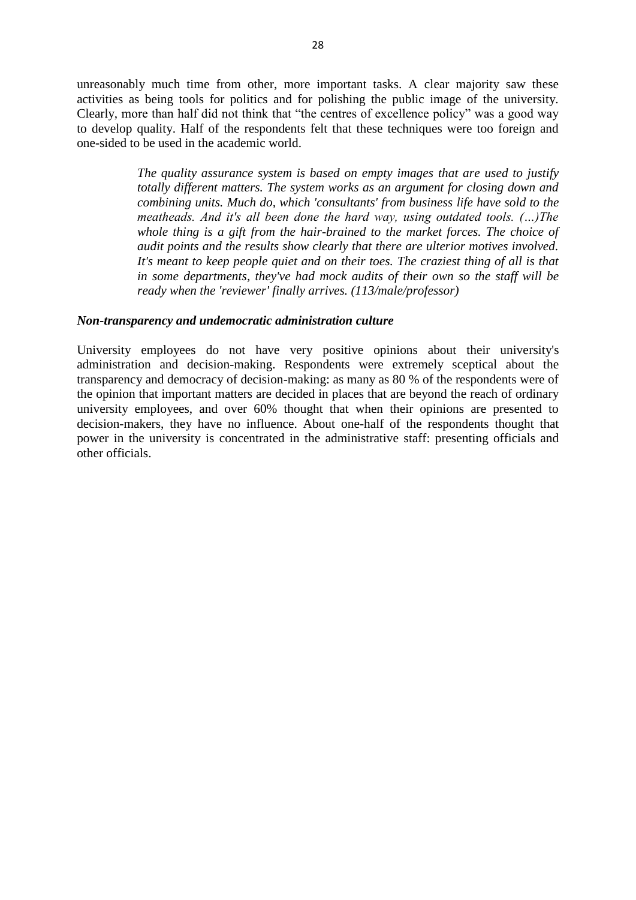unreasonably much time from other, more important tasks. A clear majority saw these activities as being tools for politics and for polishing the public image of the university. Clearly, more than half did not think that "the centres of excellence policy" was a good way to develop quality. Half of the respondents felt that these techniques were too foreign and one-sided to be used in the academic world.

> *The quality assurance system is based on empty images that are used to justify totally different matters. The system works as an argument for closing down and combining units. Much do, which 'consultants' from business life have sold to the meatheads. And it's all been done the hard way, using outdated tools. (…)The whole thing is a gift from the hair-brained to the market forces. The choice of audit points and the results show clearly that there are ulterior motives involved. It's meant to keep people quiet and on their toes. The craziest thing of all is that in some departments, they've had mock audits of their own so the staff will be ready when the 'reviewer' finally arrives. (113/male/professor)*

***Non-transparency and undemocratic administration culture***

University employees do not have very positive opinions about their university's administration and decision-making. Respondents were extremely sceptical about the transparency and democracy of decision-making: as many as 80 % of the respondents were of the opinion that important matters are decided in places that are beyond the reach of ordinary university employees, and over 60% thought that when their opinions are presented to decision-makers, they have no influence. About one-half of the respondents thought that power in the university is concentrated in the administrative staff: presenting officials and other officials.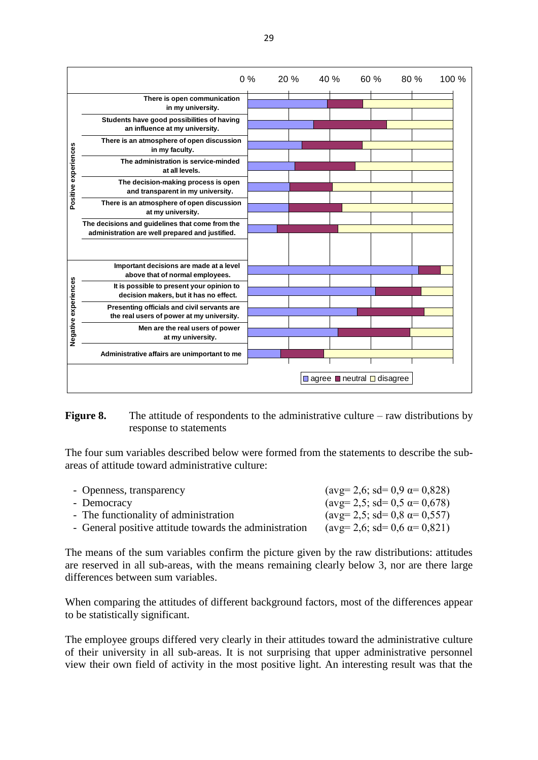**Figure 8.** The attitude of respondents to the administrative culture – raw distributions by response to statements

The four sum variables described below were formed from the statements to describe the sub-areas of attitude toward administrative culture:

- Openness, transparency (avg= 2,6; sd= 0,9 α= 0,828)
- Democracy (avg= 2,5; sd= 0,5 α= 0,678)
- The functionality of administration (avg= 2,5; sd= 0,8 α= 0,557)
- General positive attitude towards the administration (avg= 2,6; sd= 0,6 α= 0,821)

The means of the sum variables confirm the picture given by the raw distributions: attitudes are reserved in all sub-areas, with the means remaining clearly below 3, nor are there large differences between sum variables.

When comparing the attitudes of different background factors, most of the differences appear to be statistically significant.

The employee groups differed very clearly in their attitudes toward the administrative culture of their university in all sub-areas. It is not surprising that upper administrative personnel view their own field of activity in the most positive light. An interesting result was that the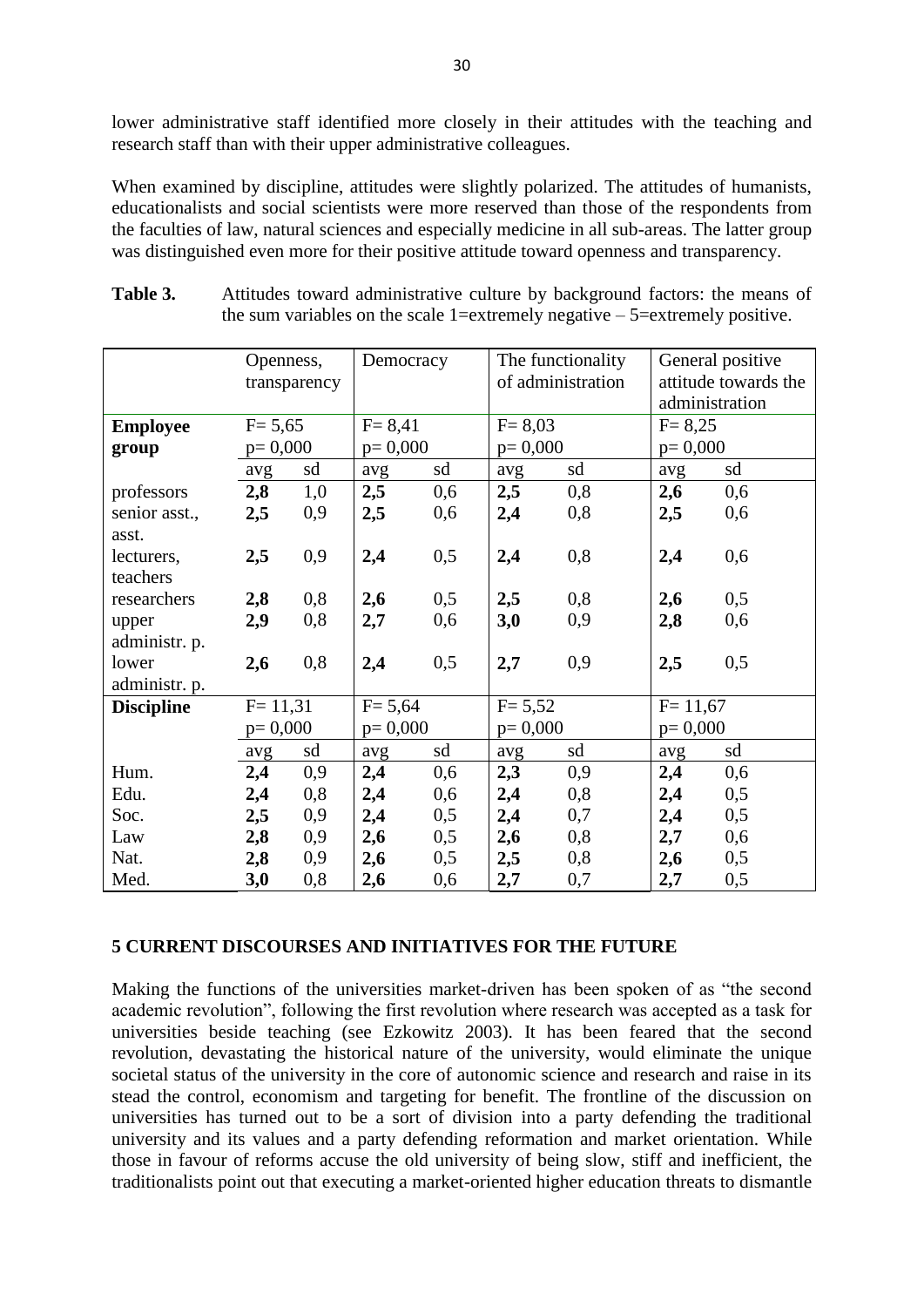lower administrative staff identified more closely in their attitudes with the teaching and research staff than with their upper administrative colleagues.

When examined by discipline, attitudes were slightly polarized. The attitudes of humanists, educationalists and social scientists were more reserved than those of the respondents from the faculties of law, natural sciences and especially medicine in all sub-areas. The latter group was distinguished even more for their positive attitude toward openness and transparency.

**Table 3.** Attitudes toward administrative culture by background factors: the means of the sum variables on the scale 1=extremely negative – 5=extremely positive.

| | Openness, transparency | | Democracy | | The functionality of administration | | General positive attitude towards the administration | |
|---|---|---|---|---|---|---|---|---|
| **Employee group** | F= 5,65 p= 0,000 | | F= 8,41 p= 0,000 | | F= 8,03 p= 0,000 | | F= 8,25 p= 0,000 | |
| | avg | sd | avg | sd | avg | sd | avg | sd |
| professors | **2,8** | 1,0 | **2,5** | 0,6 | **2,5** | 0,8 | **2,6** | 0,6 |
| senior asst., asst. | **2,5** | 0,9 | **2,5** | 0,6 | **2,4** | 0,8 | **2,5** | 0,6 |
| lecturers, teachers | **2,5** | 0,9 | **2,4** | 0,5 | **2,4** | 0,8 | **2,4** | 0,6 |
| researchers | **2,8** | 0,8 | **2,6** | 0,5 | **2,5** | 0,8 | **2,6** | 0,5 |
| upper administr. p. | **2,9** | 0,8 | **2,7** | 0,6 | **3,0** | 0,9 | **2,8** | 0,6 |
| lower administr. p. | **2,6** | 0,8 | **2,4** | 0,5 | **2,7** | 0,9 | **2,5** | 0,5 |
| **Discipline** | F= 11,31 p= 0,000 | | F= 5,64 p= 0,000 | | F= 5,52 p= 0,000 | | F= 11,67 p= 0,000 | |
| | avg | sd | avg | sd | avg | sd | avg | sd |
| Hum. | **2,4** | 0,9 | **2,4** | 0,6 | **2,3** | 0,9 | **2,4** | 0,6 |
| Edu. | **2,4** | 0,8 | **2,4** | 0,6 | **2,4** | 0,8 | **2,4** | 0,5 |
| Soc. | **2,5** | 0,9 | **2,4** | 0,5 | **2,4** | 0,7 | **2,4** | 0,5 |
| Law | **2,8** | 0,9 | **2,6** | 0,5 | **2,6** | 0,8 | **2,7** | 0,6 |
| Nat. | **2,8** | 0,9 | **2,6** | 0,5 | **2,5** | 0,8 | **2,6** | 0,5 |
| Med. | **3,0** | 0,8 | **2,6** | 0,6 | **2,7** | 0,7 | **2,7** | 0,5 |

## 5 CURRENT DISCOURSES AND INITIATIVES FOR THE FUTURE

Making the functions of the universities market-driven has been spoken of as "the second academic revolution", following the first revolution where research was accepted as a task for universities beside teaching (see Ezkowitz 2003). It has been feared that the second revolution, devastating the historical nature of the university, would eliminate the unique societal status of the university in the core of autonomic science and research and raise in its stead the control, economism and targeting for benefit. The frontline of the discussion on universities has turned out to be a sort of division into a party defending the traditional university and its values and a party defending reformation and market orientation. While those in favour of reforms accuse the old university of being slow, stiff and inefficient, the traditionalists point out that executing a market-oriented higher education threats to dismantle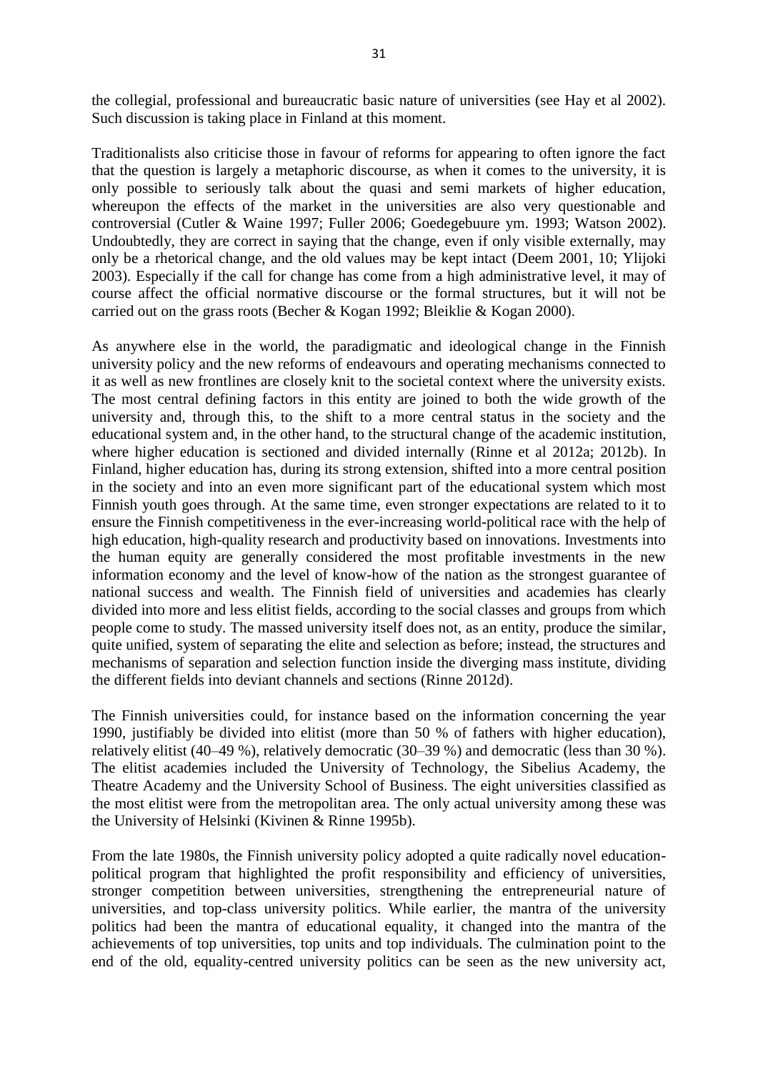the collegial, professional and bureaucratic basic nature of universities (see Hay et al 2002). Such discussion is taking place in Finland at this moment.

Traditionalists also criticise those in favour of reforms for appearing to often ignore the fact that the question is largely a metaphoric discourse, as when it comes to the university, it is only possible to seriously talk about the quasi and semi markets of higher education, whereupon the effects of the market in the universities are also very questionable and controversial (Cutler & Waine 1997; Fuller 2006; Goedegebuure ym. 1993; Watson 2002). Undoubtedly, they are correct in saying that the change, even if only visible externally, may only be a rhetorical change, and the old values may be kept intact (Deem 2001, 10; Ylijoki 2003). Especially if the call for change has come from a high administrative level, it may of course affect the official normative discourse or the formal structures, but it will not be carried out on the grass roots (Becher & Kogan 1992; Bleiklie & Kogan 2000).

As anywhere else in the world, the paradigmatic and ideological change in the Finnish university policy and the new reforms of endeavours and operating mechanisms connected to it as well as new frontlines are closely knit to the societal context where the university exists. The most central defining factors in this entity are joined to both the wide growth of the university and, through this, to the shift to a more central status in the society and the educational system and, in the other hand, to the structural change of the academic institution, where higher education is sectioned and divided internally (Rinne et al 2012a; 2012b). In Finland, higher education has, during its strong extension, shifted into a more central position in the society and into an even more significant part of the educational system which most Finnish youth goes through. At the same time, even stronger expectations are related to it to ensure the Finnish competitiveness in the ever-increasing world-political race with the help of high education, high-quality research and productivity based on innovations. Investments into the human equity are generally considered the most profitable investments in the new information economy and the level of know-how of the nation as the strongest guarantee of national success and wealth. The Finnish field of universities and academies has clearly divided into more and less elitist fields, according to the social classes and groups from which people come to study. The massed university itself does not, as an entity, produce the similar, quite unified, system of separating the elite and selection as before; instead, the structures and mechanisms of separation and selection function inside the diverging mass institute, dividing the different fields into deviant channels and sections (Rinne 2012d).

The Finnish universities could, for instance based on the information concerning the year 1990, justifiably be divided into elitist (more than 50 % of fathers with higher education), relatively elitist (40–49 %), relatively democratic (30–39 %) and democratic (less than 30 %). The elitist academies included the University of Technology, the Sibelius Academy, the Theatre Academy and the University School of Business. The eight universities classified as the most elitist were from the metropolitan area. The only actual university among these was the University of Helsinki (Kivinen & Rinne 1995b).

From the late 1980s, the Finnish university policy adopted a quite radically novel education-political program that highlighted the profit responsibility and efficiency of universities, stronger competition between universities, strengthening the entrepreneurial nature of universities, and top-class university politics. While earlier, the mantra of the university politics had been the mantra of educational equality, it changed into the mantra of the achievements of top universities, top units and top individuals. The culmination point to the end of the old, equality-centred university politics can be seen as the new university act,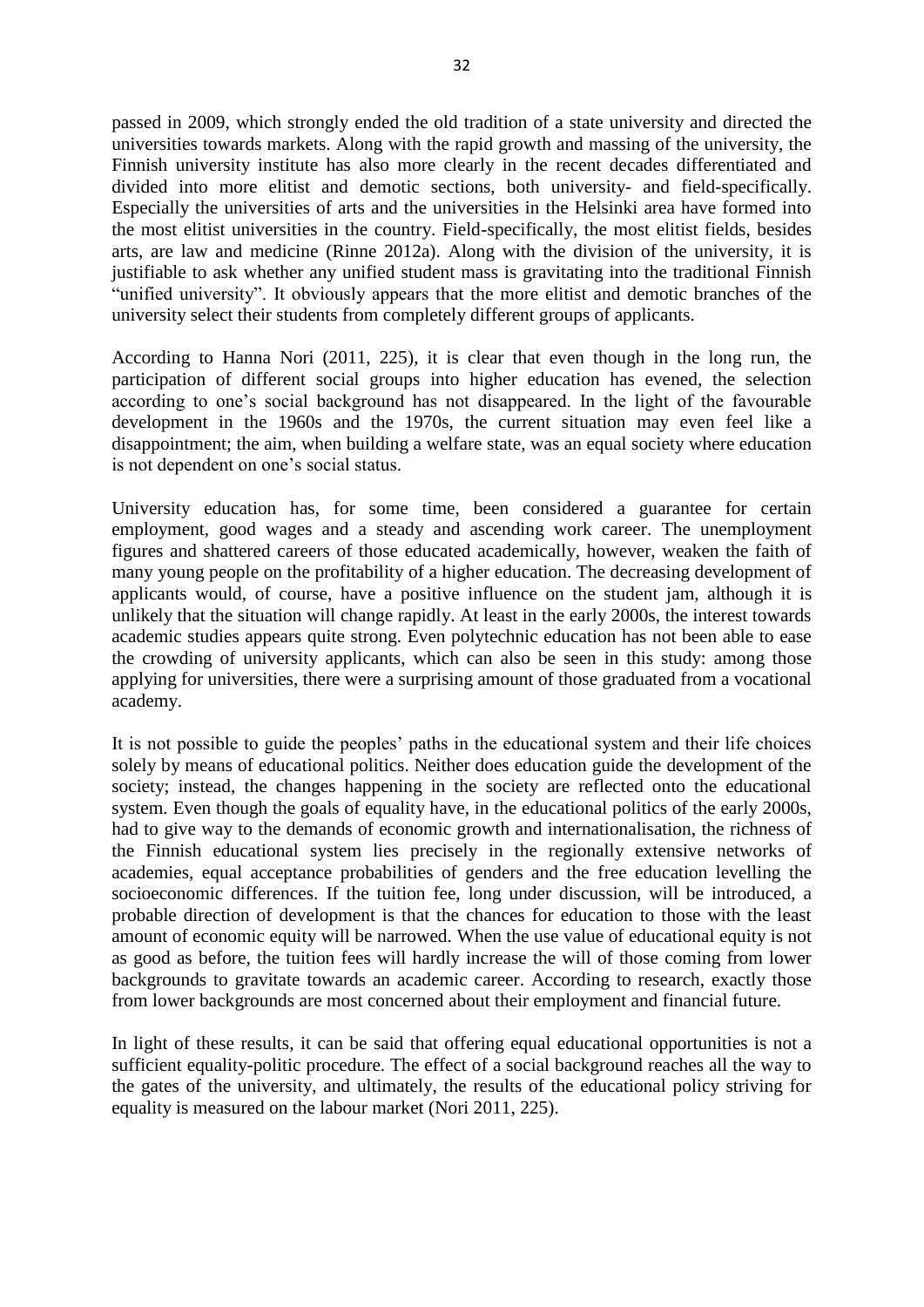passed in 2009, which strongly ended the old tradition of a state university and directed the universities towards markets. Along with the rapid growth and massing of the university, the Finnish university institute has also more clearly in the recent decades differentiated and divided into more elitist and demotic sections, both university- and field-specifically. Especially the universities of arts and the universities in the Helsinki area have formed into the most elitist universities in the country. Field-specifically, the most elitist fields, besides arts, are law and medicine (Rinne 2012a). Along with the division of the university, it is justifiable to ask whether any unified student mass is gravitating into the traditional Finnish "unified university". It obviously appears that the more elitist and demotic branches of the university select their students from completely different groups of applicants.

According to Hanna Nori (2011, 225), it is clear that even though in the long run, the participation of different social groups into higher education has evened, the selection according to one's social background has not disappeared. In the light of the favourable development in the 1960s and the 1970s, the current situation may even feel like a disappointment; the aim, when building a welfare state, was an equal society where education is not dependent on one's social status.

University education has, for some time, been considered a guarantee for certain employment, good wages and a steady and ascending work career. The unemployment figures and shattered careers of those educated academically, however, weaken the faith of many young people on the profitability of a higher education. The decreasing development of applicants would, of course, have a positive influence on the student jam, although it is unlikely that the situation will change rapidly. At least in the early 2000s, the interest towards academic studies appears quite strong. Even polytechnic education has not been able to ease the crowding of university applicants, which can also be seen in this study: among those applying for universities, there were a surprising amount of those graduated from a vocational academy.

It is not possible to guide the peoples' paths in the educational system and their life choices solely by means of educational politics. Neither does education guide the development of the society; instead, the changes happening in the society are reflected onto the educational system. Even though the goals of equality have, in the educational politics of the early 2000s, had to give way to the demands of economic growth and internationalisation, the richness of the Finnish educational system lies precisely in the regionally extensive networks of academies, equal acceptance probabilities of genders and the free education levelling the socioeconomic differences. If the tuition fee, long under discussion, will be introduced, a probable direction of development is that the chances for education to those with the least amount of economic equity will be narrowed. When the use value of educational equity is not as good as before, the tuition fees will hardly increase the will of those coming from lower backgrounds to gravitate towards an academic career. According to research, exactly those from lower backgrounds are most concerned about their employment and financial future.

In light of these results, it can be said that offering equal educational opportunities is not a sufficient equality-politic procedure. The effect of a social background reaches all the way to the gates of the university, and ultimately, the results of the educational policy striving for equality is measured on the labour market (Nori 2011, 225).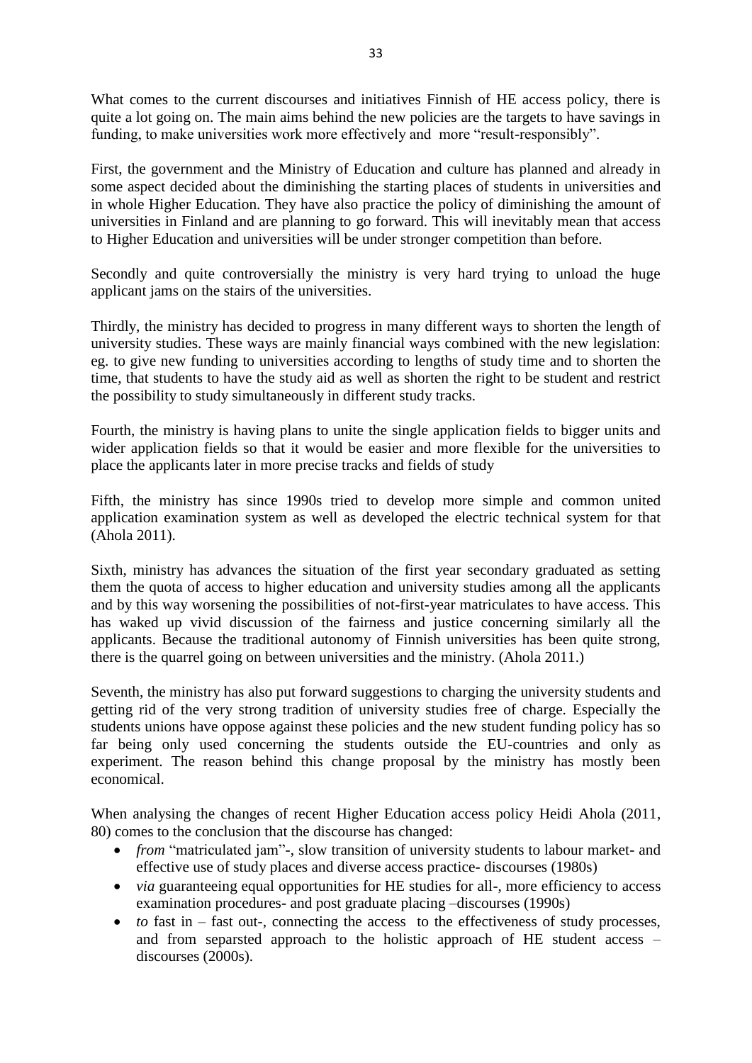What comes to the current discourses and initiatives Finnish of HE access policy, there is quite a lot going on. The main aims behind the new policies are the targets to have savings in funding, to make universities work more effectively and more "result-responsibly".

First, the government and the Ministry of Education and culture has planned and already in some aspect decided about the diminishing the starting places of students in universities and in whole Higher Education. They have also practice the policy of diminishing the amount of universities in Finland and are planning to go forward. This will inevitably mean that access to Higher Education and universities will be under stronger competition than before.

Secondly and quite controversially the ministry is very hard trying to unload the huge applicant jams on the stairs of the universities.

Thirdly, the ministry has decided to progress in many different ways to shorten the length of university studies. These ways are mainly financial ways combined with the new legislation: eg. to give new funding to universities according to lengths of study time and to shorten the time, that students to have the study aid as well as shorten the right to be student and restrict the possibility to study simultaneously in different study tracks.

Fourth, the ministry is having plans to unite the single application fields to bigger units and wider application fields so that it would be easier and more flexible for the universities to place the applicants later in more precise tracks and fields of study

Fifth, the ministry has since 1990s tried to develop more simple and common united application examination system as well as developed the electric technical system for that (Ahola 2011).

Sixth, ministry has advances the situation of the first year secondary graduated as setting them the quota of access to higher education and university studies among all the applicants and by this way worsening the possibilities of not-first-year matriculates to have access. This has waked up vivid discussion of the fairness and justice concerning similarly all the applicants. Because the traditional autonomy of Finnish universities has been quite strong, there is the quarrel going on between universities and the ministry. (Ahola 2011.)

Seventh, the ministry has also put forward suggestions to charging the university students and getting rid of the very strong tradition of university studies free of charge. Especially the students unions have oppose against these policies and the new student funding policy has so far being only used concerning the students outside the EU-countries and only as experiment. The reason behind this change proposal by the ministry has mostly been economical.

When analysing the changes of recent Higher Education access policy Heidi Ahola (2011, 80) comes to the conclusion that the discourse has changed:

- *from* "matriculated jam"-, slow transition of university students to labour market- and effective use of study places and diverse access practice- discourses (1980s)
- *via* guaranteeing equal opportunities for HE studies for all-, more efficiency to access examination procedures- and post graduate placing –discourses (1990s)
- *to* fast in – fast out-, connecting the access to the effectiveness of study processes, and from separsted approach to the holistic approach of HE student access – discourses (2000s).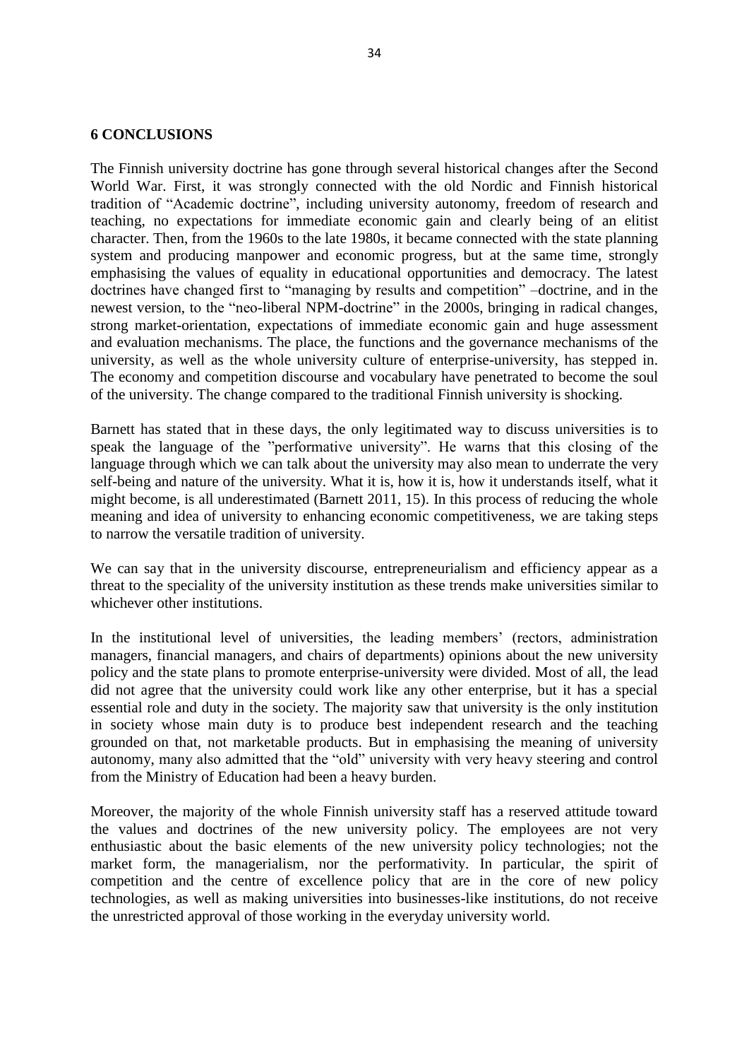## 6 CONCLUSIONS

The Finnish university doctrine has gone through several historical changes after the Second World War. First, it was strongly connected with the old Nordic and Finnish historical tradition of "Academic doctrine", including university autonomy, freedom of research and teaching, no expectations for immediate economic gain and clearly being of an elitist character. Then, from the 1960s to the late 1980s, it became connected with the state planning system and producing manpower and economic progress, but at the same time, strongly emphasising the values of equality in educational opportunities and democracy. The latest doctrines have changed first to "managing by results and competition" –doctrine, and in the newest version, to the "neo-liberal NPM-doctrine" in the 2000s, bringing in radical changes, strong market-orientation, expectations of immediate economic gain and huge assessment and evaluation mechanisms. The place, the functions and the governance mechanisms of the university, as well as the whole university culture of enterprise-university, has stepped in. The economy and competition discourse and vocabulary have penetrated to become the soul of the university. The change compared to the traditional Finnish university is shocking.

Barnett has stated that in these days, the only legitimated way to discuss universities is to speak the language of the "performative university". He warns that this closing of the language through which we can talk about the university may also mean to underrate the very self-being and nature of the university. What it is, how it is, how it understands itself, what it might become, is all underestimated (Barnett 2011, 15). In this process of reducing the whole meaning and idea of university to enhancing economic competitiveness, we are taking steps to narrow the versatile tradition of university.

We can say that in the university discourse, entrepreneurialism and efficiency appear as a threat to the speciality of the university institution as these trends make universities similar to whichever other institutions.

In the institutional level of universities, the leading members' (rectors, administration managers, financial managers, and chairs of departments) opinions about the new university policy and the state plans to promote enterprise-university were divided. Most of all, the lead did not agree that the university could work like any other enterprise, but it has a special essential role and duty in the society. The majority saw that university is the only institution in society whose main duty is to produce best independent research and the teaching grounded on that, not marketable products. But in emphasising the meaning of university autonomy, many also admitted that the "old" university with very heavy steering and control from the Ministry of Education had been a heavy burden.

Moreover, the majority of the whole Finnish university staff has a reserved attitude toward the values and doctrines of the new university policy. The employees are not very enthusiastic about the basic elements of the new university policy technologies; not the market form, the managerialism, nor the performativity. In particular, the spirit of competition and the centre of excellence policy that are in the core of new policy technologies, as well as making universities into businesses-like institutions, do not receive the unrestricted approval of those working in the everyday university world.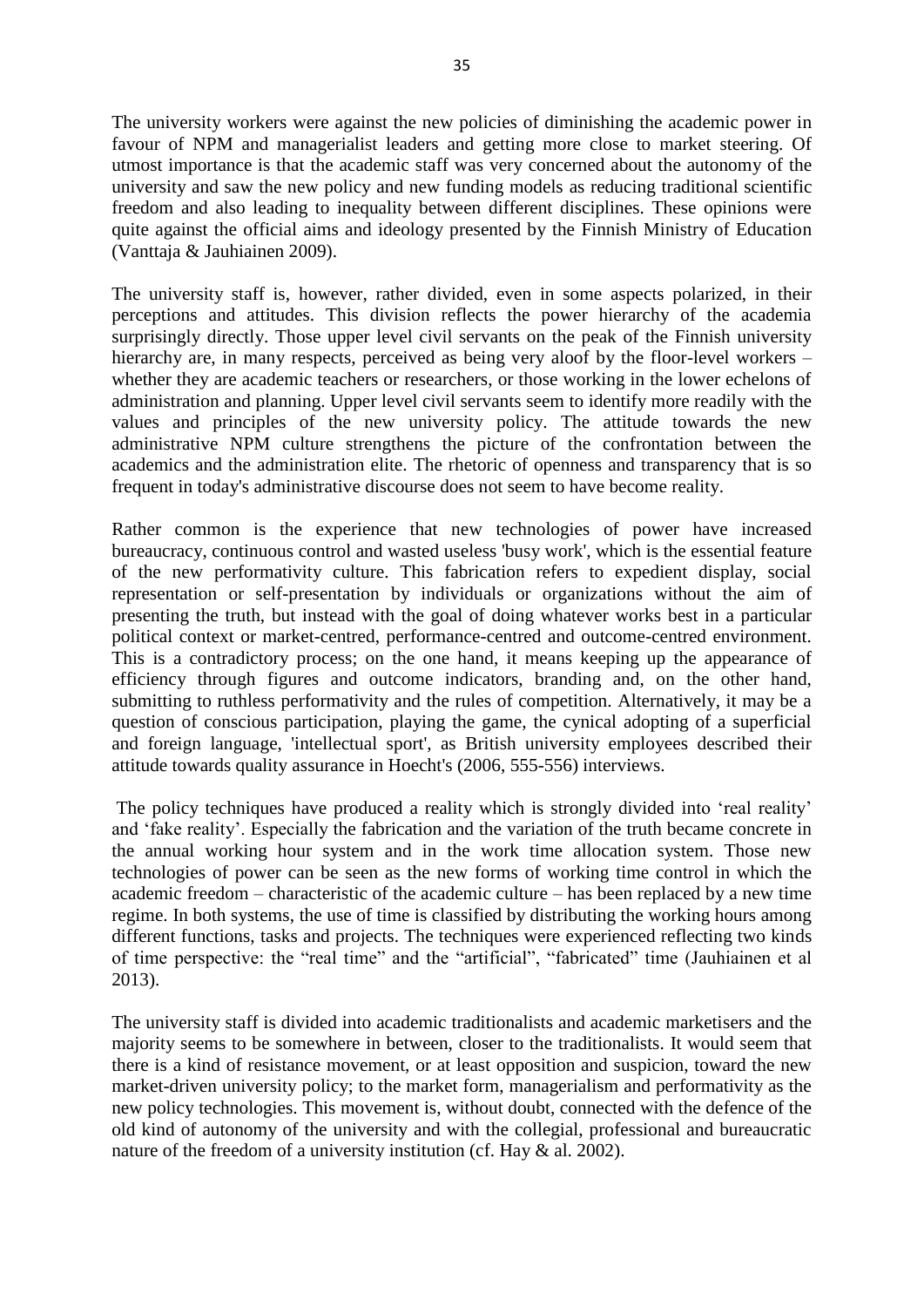The university workers were against the new policies of diminishing the academic power in favour of NPM and managerialist leaders and getting more close to market steering. Of utmost importance is that the academic staff was very concerned about the autonomy of the university and saw the new policy and new funding models as reducing traditional scientific freedom and also leading to inequality between different disciplines. These opinions were quite against the official aims and ideology presented by the Finnish Ministry of Education (Vanttaja & Jauhiainen 2009).

The university staff is, however, rather divided, even in some aspects polarized, in their perceptions and attitudes. This division reflects the power hierarchy of the academia surprisingly directly. Those upper level civil servants on the peak of the Finnish university hierarchy are, in many respects, perceived as being very aloof by the floor-level workers – whether they are academic teachers or researchers, or those working in the lower echelons of administration and planning. Upper level civil servants seem to identify more readily with the values and principles of the new university policy. The attitude towards the new administrative NPM culture strengthens the picture of the confrontation between the academics and the administration elite. The rhetoric of openness and transparency that is so frequent in today's administrative discourse does not seem to have become reality.

Rather common is the experience that new technologies of power have increased bureaucracy, continuous control and wasted useless 'busy work', which is the essential feature of the new performativity culture. This fabrication refers to expedient display, social representation or self-presentation by individuals or organizations without the aim of presenting the truth, but instead with the goal of doing whatever works best in a particular political context or market-centred, performance-centred and outcome-centred environment. This is a contradictory process; on the one hand, it means keeping up the appearance of efficiency through figures and outcome indicators, branding and, on the other hand, submitting to ruthless performativity and the rules of competition. Alternatively, it may be a question of conscious participation, playing the game, the cynical adopting of a superficial and foreign language, 'intellectual sport', as British university employees described their attitude towards quality assurance in Hoecht's (2006, 555-556) interviews.

The policy techniques have produced a reality which is strongly divided into 'real reality' and 'fake reality'. Especially the fabrication and the variation of the truth became concrete in the annual working hour system and in the work time allocation system. Those new technologies of power can be seen as the new forms of working time control in which the academic freedom – characteristic of the academic culture – has been replaced by a new time regime. In both systems, the use of time is classified by distributing the working hours among different functions, tasks and projects. The techniques were experienced reflecting two kinds of time perspective: the "real time" and the "artificial", "fabricated" time (Jauhiainen et al 2013).

The university staff is divided into academic traditionalists and academic marketisers and the majority seems to be somewhere in between, closer to the traditionalists. It would seem that there is a kind of resistance movement, or at least opposition and suspicion, toward the new market-driven university policy; to the market form, managerialism and performativity as the new policy technologies. This movement is, without doubt, connected with the defence of the old kind of autonomy of the university and with the collegial, professional and bureaucratic nature of the freedom of a university institution (cf. Hay & al. 2002).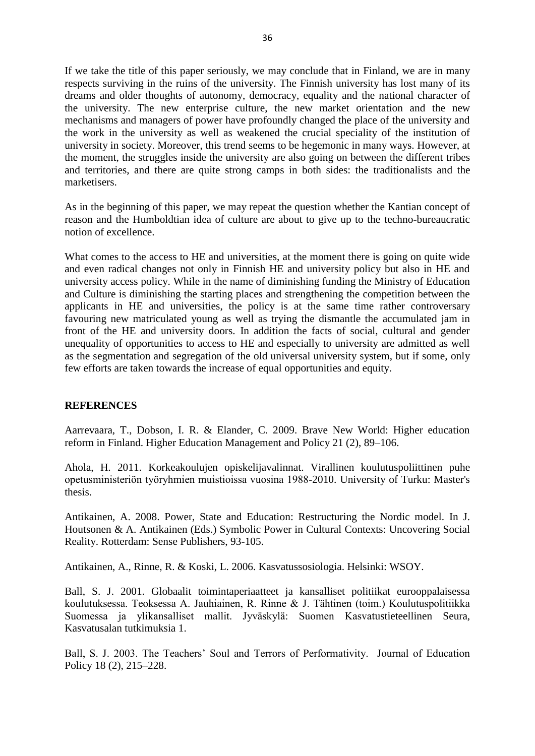If we take the title of this paper seriously, we may conclude that in Finland, we are in many respects surviving in the ruins of the university. The Finnish university has lost many of its dreams and older thoughts of autonomy, democracy, equality and the national character of the university. The new enterprise culture, the new market orientation and the new mechanisms and managers of power have profoundly changed the place of the university and the work in the university as well as weakened the crucial speciality of the institution of university in society. Moreover, this trend seems to be hegemonic in many ways. However, at the moment, the struggles inside the university are also going on between the different tribes and territories, and there are quite strong camps in both sides: the traditionalists and the marketisers.

As in the beginning of this paper, we may repeat the question whether the Kantian concept of reason and the Humboldtian idea of culture are about to give up to the techno-bureaucratic notion of excellence.

What comes to the access to HE and universities, at the moment there is going on quite wide and even radical changes not only in Finnish HE and university policy but also in HE and university access policy. While in the name of diminishing funding the Ministry of Education and Culture is diminishing the starting places and strengthening the competition between the applicants in HE and universities, the policy is at the same time rather controversary favouring new matriculated young as well as trying the dismantle the accumulated jam in front of the HE and university doors. In addition the facts of social, cultural and gender unequality of opportunities to access to HE and especially to university are admitted as well as the segmentation and segregation of the old universal university system, but if some, only few efforts are taken towards the increase of equal opportunities and equity.

## REFERENCES

Aarrevaara, T., Dobson, I. R. & Elander, C. 2009. Brave New World: Higher education reform in Finland. Higher Education Management and Policy 21 (2), 89–106.

Ahola, H. 2011. Korkeakoulujen opiskelijavalinnat. Virallinen koulutuspoliittinen puhe opetusministeriön työryhmien muistioissa vuosina 1988-2010. University of Turku: Master's thesis.

Antikainen, A. 2008. Power, State and Education: Restructuring the Nordic model. In J. Houtsonen & A. Antikainen (Eds.) Symbolic Power in Cultural Contexts: Uncovering Social Reality. Rotterdam: Sense Publishers, 93-105.

Antikainen, A., Rinne, R. & Koski, L. 2006. Kasvatussosiologia. Helsinki: WSOY.

Ball, S. J. 2001. Globaalit toimintaperiaatteet ja kansalliset politiikat eurooppalaisessa koulutuksessa. Teoksessa A. Jauhiainen, R. Rinne & J. Tähtinen (toim.) Koulutuspolitiikka Suomessa ja ylikansalliset mallit. Jyväskylä: Suomen Kasvatustieteellinen Seura, Kasvatusalan tutkimuksia 1.

Ball, S. J. 2003. The Teachers' Soul and Terrors of Performativity. Journal of Education Policy 18 (2), 215–228.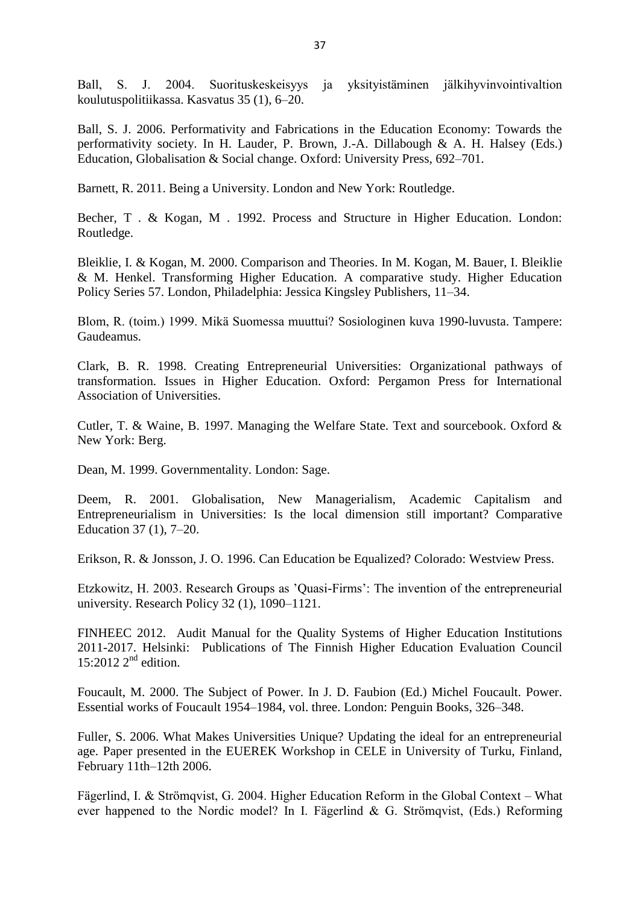Ball, S. J. 2004. Suorituskeskeisyys ja yksityistäminen jälkihyvinvointivaltion koulutuspolitiikassa. Kasvatus 35 (1), 6–20.

Ball, S. J. 2006. Performativity and Fabrications in the Education Economy: Towards the performativity society. In H. Lauder, P. Brown, J.-A. Dillabough & A. H. Halsey (Eds.) Education, Globalisation & Social change. Oxford: University Press, 692–701.

Barnett, R. 2011. Being a University. London and New York: Routledge.

Becher, T . & Kogan, M . 1992. Process and Structure in Higher Education. London: Routledge.

Bleiklie, I. & Kogan, M. 2000. Comparison and Theories. In M. Kogan, M. Bauer, I. Bleiklie & M. Henkel. Transforming Higher Education. A comparative study. Higher Education Policy Series 57. London, Philadelphia: Jessica Kingsley Publishers, 11–34.

Blom, R. (toim.) 1999. Mikä Suomessa muuttui? Sosiologinen kuva 1990-luvusta. Tampere: Gaudeamus.

Clark, B. R. 1998. Creating Entrepreneurial Universities: Organizational pathways of transformation. Issues in Higher Education. Oxford: Pergamon Press for International Association of Universities.

Cutler, T. & Waine, B. 1997. Managing the Welfare State. Text and sourcebook. Oxford & New York: Berg.

Dean, M. 1999. Governmentality. London: Sage.

Deem, R. 2001. Globalisation, New Managerialism, Academic Capitalism and Entrepreneurialism in Universities: Is the local dimension still important? Comparative Education 37 (1), 7–20.

Erikson, R. & Jonsson, J. O. 1996. Can Education be Equalized? Colorado: Westview Press.

Etzkowitz, H. 2003. Research Groups as 'Quasi-Firms': The invention of the entrepreneurial university. Research Policy 32 (1), 1090–1121.

FINHEEC 2012. Audit Manual for the Quality Systems of Higher Education Institutions 2011-2017. Helsinki: Publications of The Finnish Higher Education Evaluation Council 15:2012 2nd edition.

Foucault, M. 2000. The Subject of Power. In J. D. Faubion (Ed.) Michel Foucault. Power. Essential works of Foucault 1954–1984, vol. three. London: Penguin Books, 326–348.

Fuller, S. 2006. What Makes Universities Unique? Updating the ideal for an entrepreneurial age. Paper presented in the EUEREK Workshop in CELE in University of Turku, Finland, February 11th–12th 2006.

Fägerlind, I. & Strömqvist, G. 2004. Higher Education Reform in the Global Context – What ever happened to the Nordic model? In I. Fägerlind & G. Strömqvist, (Eds.) Reforming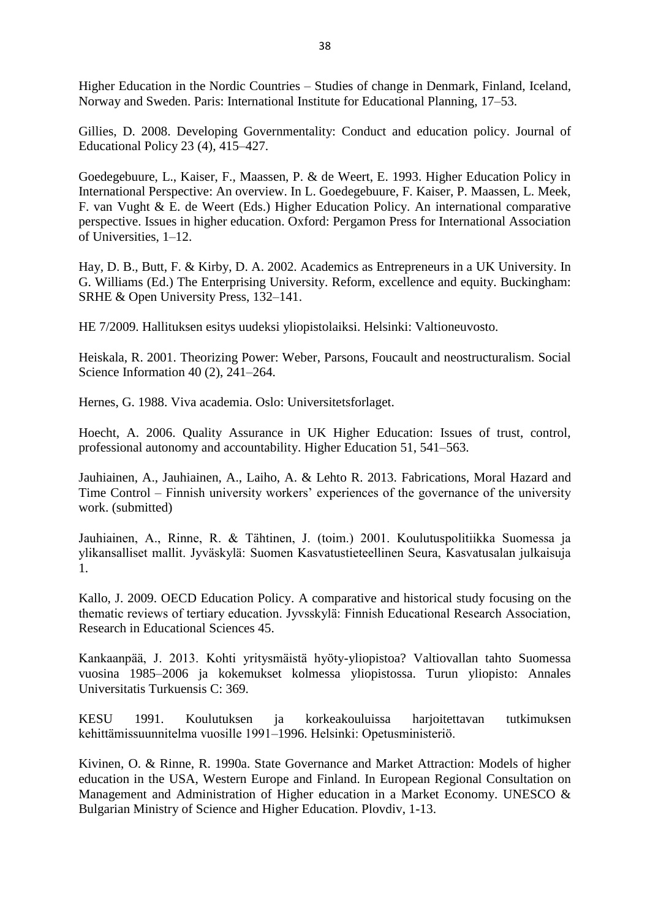Higher Education in the Nordic Countries – Studies of change in Denmark, Finland, Iceland, Norway and Sweden. Paris: International Institute for Educational Planning, 17–53.

Gillies, D. 2008. Developing Governmentality: Conduct and education policy. Journal of Educational Policy 23 (4), 415–427.

Goedegebuure, L., Kaiser, F., Maassen, P. & de Weert, E. 1993. Higher Education Policy in International Perspective: An overview. In L. Goedegebuure, F. Kaiser, P. Maassen, L. Meek, F. van Vught & E. de Weert (Eds.) Higher Education Policy. An international comparative perspective. Issues in higher education. Oxford: Pergamon Press for International Association of Universities, 1–12.

Hay, D. B., Butt, F. & Kirby, D. A. 2002. Academics as Entrepreneurs in a UK University. In G. Williams (Ed.) The Enterprising University. Reform, excellence and equity. Buckingham: SRHE & Open University Press, 132–141.

HE 7/2009. Hallituksen esitys uudeksi yliopistolaiksi. Helsinki: Valtioneuvosto.

Heiskala, R. 2001. Theorizing Power: Weber, Parsons, Foucault and neostructuralism. Social Science Information 40 (2), 241–264.

Hernes, G. 1988. Viva academia. Oslo: Universitetsforlaget.

Hoecht, A. 2006. Quality Assurance in UK Higher Education: Issues of trust, control, professional autonomy and accountability. Higher Education 51, 541–563.

Jauhiainen, A., Jauhiainen, A., Laiho, A. & Lehto R. 2013. Fabrications, Moral Hazard and Time Control – Finnish university workers' experiences of the governance of the university work. (submitted)

Jauhiainen, A., Rinne, R. & Tähtinen, J. (toim.) 2001. Koulutuspolitiikka Suomessa ja ylikansalliset mallit. Jyväskylä: Suomen Kasvatustieteellinen Seura, Kasvatusalan julkaisuja 1.

Kallo, J. 2009. OECD Education Policy. A comparative and historical study focusing on the thematic reviews of tertiary education. Jyvsskylä: Finnish Educational Research Association, Research in Educational Sciences 45.

Kankaanpää, J. 2013. Kohti yritysmäistä hyöty-yliopistoa? Valtiovallan tahto Suomessa vuosina 1985–2006 ja kokemukset kolmessa yliopistossa. Turun yliopisto: Annales Universitatis Turkuensis C: 369.

KESU 1991. Koulutuksen ja korkeakouluissa harjoitettavan tutkimuksen kehittämissuunnitelma vuosille 1991–1996. Helsinki: Opetusministeriö.

Kivinen, O. & Rinne, R. 1990a. State Governance and Market Attraction: Models of higher education in the USA, Western Europe and Finland. In European Regional Consultation on Management and Administration of Higher education in a Market Economy. UNESCO & Bulgarian Ministry of Science and Higher Education. Plovdiv, 1-13.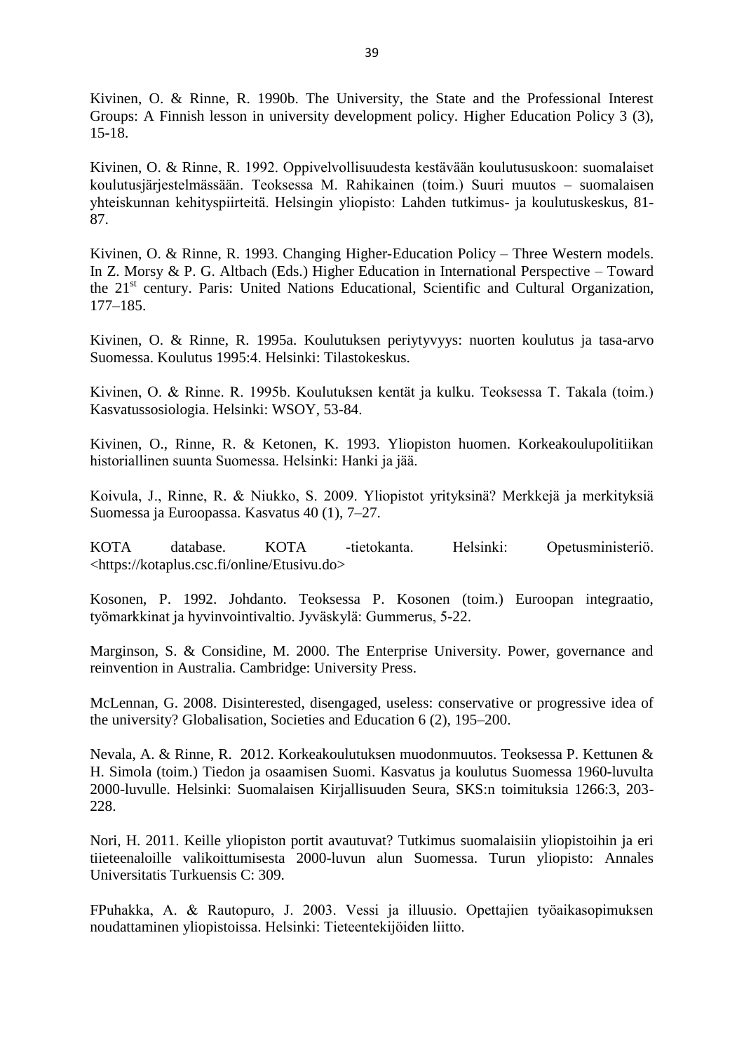Kivinen, O. & Rinne, R. 1990b. The University, the State and the Professional Interest Groups: A Finnish lesson in university development policy. Higher Education Policy 3 (3), 15-18.

Kivinen, O. & Rinne, R. 1992. Oppivelvollisuudesta kestävään koulutususkoon: suomalaiset koulutusjärjestelmässään. Teoksessa M. Rahikainen (toim.) Suuri muutos – suomalaisen yhteiskunnan kehityspiirteitä. Helsingin yliopisto: Lahden tutkimus- ja koulutuskeskus, 81-87.

Kivinen, O. & Rinne, R. 1993. Changing Higher-Education Policy – Three Western models. In Z. Morsy & P. G. Altbach (Eds.) Higher Education in International Perspective – Toward the 21st century. Paris: United Nations Educational, Scientific and Cultural Organization, 177–185.

Kivinen, O. & Rinne, R. 1995a. Koulutuksen periytyvyys: nuorten koulutus ja tasa-arvo Suomessa. Koulutus 1995:4. Helsinki: Tilastokeskus.

Kivinen, O. & Rinne. R. 1995b. Koulutuksen kentät ja kulku. Teoksessa T. Takala (toim.) Kasvatussosiologia. Helsinki: WSOY, 53-84.

Kivinen, O., Rinne, R. & Ketonen, K. 1993. Yliopiston huomen. Korkeakoulupolitiikan historiallinen suunta Suomessa. Helsinki: Hanki ja jää.

Koivula, J., Rinne, R. & Niukko, S. 2009. Yliopistot yrityksinä? Merkkejä ja merkityksiä Suomessa ja Euroopassa. Kasvatus 40 (1), 7–27.

KOTA database. KOTA -tietokanta. Helsinki: Opetusministeriö. <https://kotaplus.csc.fi/online/Etusivu.do>

Kosonen, P. 1992. Johdanto. Teoksessa P. Kosonen (toim.) Euroopan integraatio, työmarkkinat ja hyvinvointivaltio. Jyväskylä: Gummerus, 5-22.

Marginson, S. & Considine, M. 2000. The Enterprise University. Power, governance and reinvention in Australia. Cambridge: University Press.

McLennan, G. 2008. Disinterested, disengaged, useless: conservative or progressive idea of the university? Globalisation, Societies and Education 6 (2), 195–200.

Nevala, A. & Rinne, R. 2012. Korkeakoulutuksen muodonmuutos. Teoksessa P. Kettunen & H. Simola (toim.) Tiedon ja osaamisen Suomi. Kasvatus ja koulutus Suomessa 1960-luvulta 2000-luvulle. Helsinki: Suomalaisen Kirjallisuuden Seura, SKS:n toimituksia 1266:3, 203-228.

Nori, H. 2011. Keille yliopiston portit avautuvat? Tutkimus suomalaisiin yliopistoihin ja eri tieteenaloille valikoittumisesta 2000-luvun alun Suomessa. Turun yliopisto: Annales Universitatis Turkuensis C: 309.

FPuhakka, A. & Rautopuro, J. 2003. Vessi ja illuusio. Opettajien työaikasopimuksen noudattaminen yliopistoissa. Helsinki: Tieteentekijöiden liitto.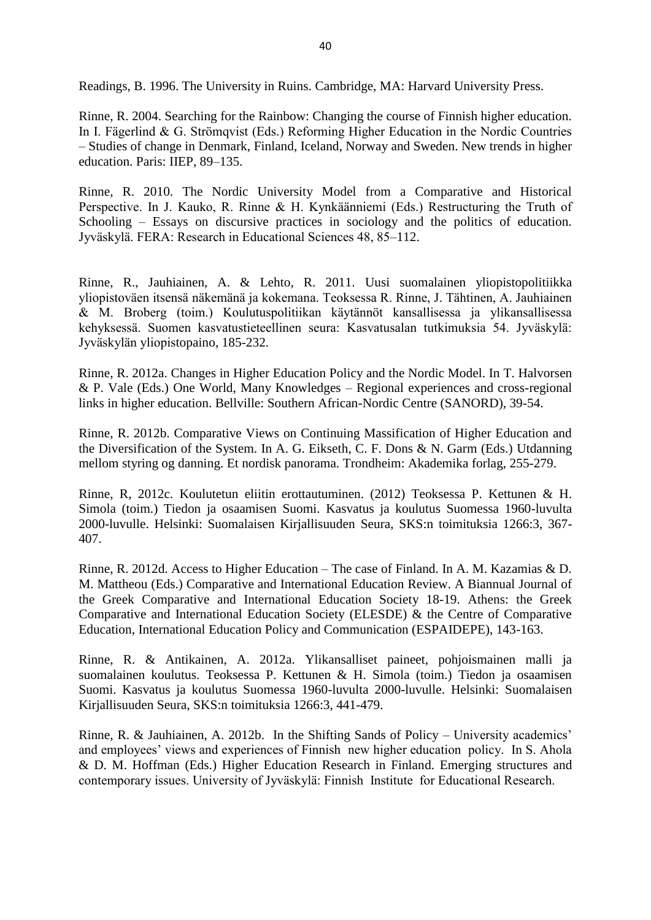Readings, B. 1996. The University in Ruins. Cambridge, MA: Harvard University Press.

Rinne, R. 2004. Searching for the Rainbow: Changing the course of Finnish higher education. In I. Fägerlind & G. Strömqvist (Eds.) Reforming Higher Education in the Nordic Countries – Studies of change in Denmark, Finland, Iceland, Norway and Sweden. New trends in higher education. Paris: IIEP, 89–135.

Rinne, R. 2010. The Nordic University Model from a Comparative and Historical Perspective. In J. Kauko, R. Rinne & H. Kynkäänniemi (Eds.) Restructuring the Truth of Schooling – Essays on discursive practices in sociology and the politics of education. Jyväskylä. FERA: Research in Educational Sciences 48, 85–112.

Rinne, R., Jauhiainen, A. & Lehto, R. 2011. Uusi suomalainen yliopistopolitiikka yliopistoväen itsensä näkemänä ja kokemana. Teoksessa R. Rinne, J. Tähtinen, A. Jauhiainen & M. Broberg (toim.) Koulutuspolitiikan käytännöt kansallisessa ja ylikansallisessa kehyksessä. Suomen kasvatustieteellinen seura: Kasvatusalan tutkimuksia 54. Jyväskylä: Jyväskylän yliopistopaino, 185-232.

Rinne, R. 2012a. Changes in Higher Education Policy and the Nordic Model. In T. Halvorsen & P. Vale (Eds.) One World, Many Knowledges – Regional experiences and cross-regional links in higher education. Bellville: Southern African-Nordic Centre (SANORD), 39-54.

Rinne, R. 2012b. Comparative Views on Continuing Massification of Higher Education and the Diversification of the System. In A. G. Eikseth, C. F. Dons & N. Garm (Eds.) Utdanning mellom styring og danning. Et nordisk panorama. Trondheim: Akademika forlag, 255-279.

Rinne, R, 2012c. Koulutetun eliitin erottautuminen. (2012) Teoksessa P. Kettunen & H. Simola (toim.) Tiedon ja osaamisen Suomi. Kasvatus ja koulutus Suomessa 1960-luvulta 2000-luvulle. Helsinki: Suomalaisen Kirjallisuuden Seura, SKS:n toimituksia 1266:3, 367-407.

Rinne, R. 2012d. Access to Higher Education – The case of Finland. In A. M. Kazamias & D. M. Mattheou (Eds.) Comparative and International Education Review. A Biannual Journal of the Greek Comparative and International Education Society 18-19. Athens: the Greek Comparative and International Education Society (ELESDE) & the Centre of Comparative Education, International Education Policy and Communication (ESPAIDEPE), 143-163.

Rinne, R. & Antikainen, A. 2012a. Ylikansalliset paineet, pohjoismainen malli ja suomalainen koulutus. Teoksessa P. Kettunen & H. Simola (toim.) Tiedon ja osaamisen Suomi. Kasvatus ja koulutus Suomessa 1960-luvulta 2000-luvulle. Helsinki: Suomalaisen Kirjallisuuden Seura, SKS:n toimituksia 1266:3, 441-479.

Rinne, R. & Jauhiainen, A. 2012b. In the Shifting Sands of Policy – University academics' and employees' views and experiences of Finnish new higher education policy. In S. Ahola & D. M. Hoffman (Eds.) Higher Education Research in Finland. Emerging structures and contemporary issues. University of Jyväskylä: Finnish Institute for Educational Research.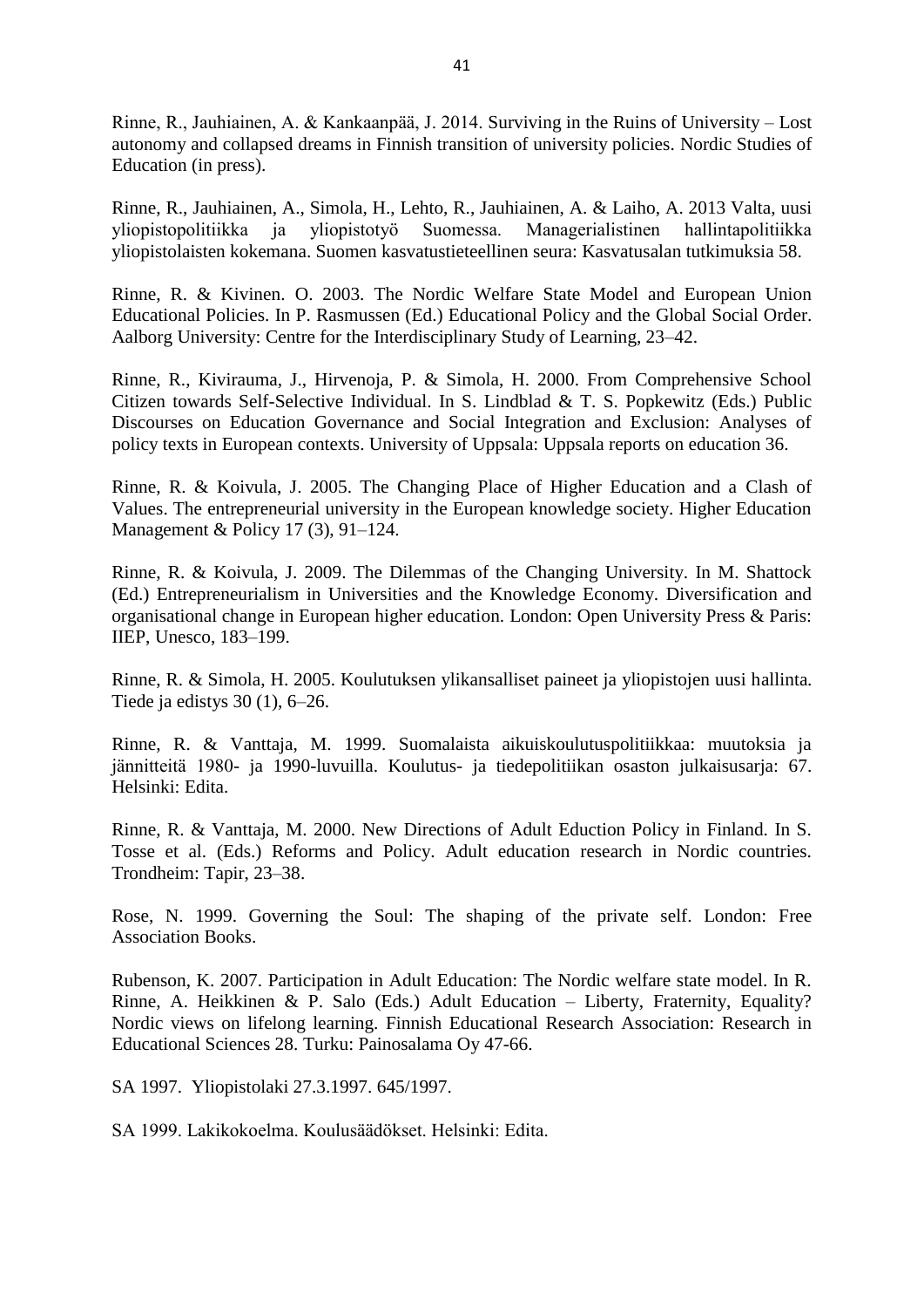Rinne, R., Jauhiainen, A. & Kankaanpää, J. 2014. Surviving in the Ruins of University – Lost autonomy and collapsed dreams in Finnish transition of university policies. Nordic Studies of Education (in press).

Rinne, R., Jauhiainen, A., Simola, H., Lehto, R., Jauhiainen, A. & Laiho, A. 2013 Valta, uusi yliopistopolitiikka ja yliopistotyö Suomessa. Managerialistinen hallintapolitiikka yliopistolaisten kokemana. Suomen kasvatustieteellinen seura: Kasvatusalan tutkimuksia 58.

Rinne, R. & Kivinen. O. 2003. The Nordic Welfare State Model and European Union Educational Policies. In P. Rasmussen (Ed.) Educational Policy and the Global Social Order. Aalborg University: Centre for the Interdisciplinary Study of Learning, 23–42.

Rinne, R., Kivirauma, J., Hirvenoja, P. & Simola, H. 2000. From Comprehensive School Citizen towards Self-Selective Individual. In S. Lindblad & T. S. Popkewitz (Eds.) Public Discourses on Education Governance and Social Integration and Exclusion: Analyses of policy texts in European contexts. University of Uppsala: Uppsala reports on education 36.

Rinne, R. & Koivula, J. 2005. The Changing Place of Higher Education and a Clash of Values. The entrepreneurial university in the European knowledge society. Higher Education Management & Policy 17 (3), 91–124.

Rinne, R. & Koivula, J. 2009. The Dilemmas of the Changing University. In M. Shattock (Ed.) Entrepreneurialism in Universities and the Knowledge Economy. Diversification and organisational change in European higher education. London: Open University Press & Paris: IIEP, Unesco, 183–199.

Rinne, R. & Simola, H. 2005. Koulutuksen ylikansalliset paineet ja yliopistojen uusi hallinta. Tiede ja edistys 30 (1), 6–26.

Rinne, R. & Vanttaja, M. 1999. Suomalaista aikuiskoulutuspolitiikkaa: muutoksia ja jännitteitä 1980- ja 1990-luvuilla. Koulutus- ja tiedepolitiikan osaston julkaisusarja: 67. Helsinki: Edita.

Rinne, R. & Vanttaja, M. 2000. New Directions of Adult Eduction Policy in Finland. In S. Tosse et al. (Eds.) Reforms and Policy. Adult education research in Nordic countries. Trondheim: Tapir, 23–38.

Rose, N. 1999. Governing the Soul: The shaping of the private self. London: Free Association Books.

Rubenson, K. 2007. Participation in Adult Education: The Nordic welfare state model. In R. Rinne, A. Heikkinen & P. Salo (Eds.) Adult Education – Liberty, Fraternity, Equality? Nordic views on lifelong learning. Finnish Educational Research Association: Research in Educational Sciences 28. Turku: Painosalama Oy 47-66.

SA 1997. Yliopistolaki 27.3.1997. 645/1997.

SA 1999. Lakikokoelma. Koulusäädökset. Helsinki: Edita.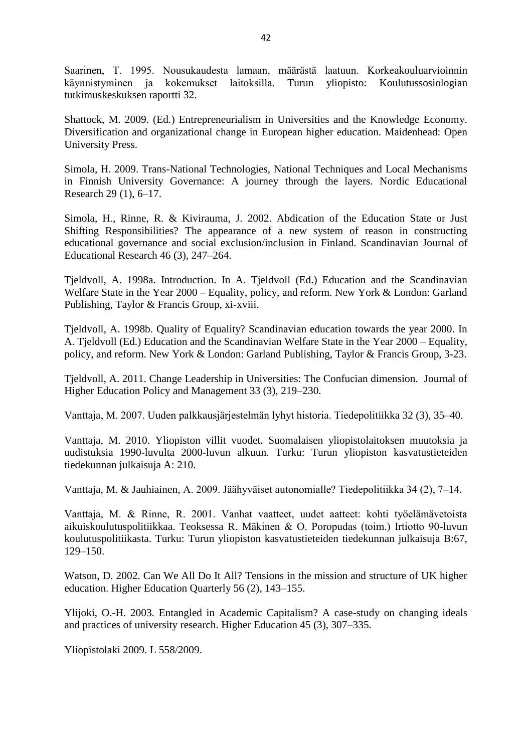Saarinen, T. 1995. Nousukaudesta lamaan, määrästä laatuun. Korkeakouluarvioinnin käynnistyminen ja kokemukset laitoksilla. Turun yliopisto: Koulutussosiologian tutkimuskeskuksen raportti 32.

Shattock, M. 2009. (Ed.) Entrepreneurialism in Universities and the Knowledge Economy. Diversification and organizational change in European higher education. Maidenhead: Open University Press.

Simola, H. 2009. Trans-National Technologies, National Techniques and Local Mechanisms in Finnish University Governance: A journey through the layers. Nordic Educational Research 29 (1), 6–17.

Simola, H., Rinne, R. & Kivirauma, J. 2002. Abdication of the Education State or Just Shifting Responsibilities? The appearance of a new system of reason in constructing educational governance and social exclusion/inclusion in Finland. Scandinavian Journal of Educational Research 46 (3), 247–264.

Tjeldvoll, A. 1998a. Introduction. In A. Tjeldvoll (Ed.) Education and the Scandinavian Welfare State in the Year 2000 – Equality, policy, and reform. New York & London: Garland Publishing, Taylor & Francis Group, xi-xviii.

Tjeldvoll, A. 1998b. Quality of Equality? Scandinavian education towards the year 2000. In A. Tjeldvoll (Ed.) Education and the Scandinavian Welfare State in the Year 2000 – Equality, policy, and reform. New York & London: Garland Publishing, Taylor & Francis Group, 3-23.

Tjeldvoll, A. 2011. Change Leadership in Universities: The Confucian dimension. Journal of Higher Education Policy and Management 33 (3), 219–230.

Vanttaja, M. 2007. Uuden palkkausjärjestelmän lyhyt historia. Tiedepolitiikka 32 (3), 35–40.

Vanttaja, M. 2010. Yliopiston villit vuodet. Suomalaisen yliopistolaitoksen muutoksia ja uudistuksia 1990-luvulta 2000-luvun alkuun. Turku: Turun yliopiston kasvatustieteiden tiedekunnan julkaisuja A: 210.

Vanttaja, M. & Jauhiainen, A. 2009. Jäähyväiset autonomialle? Tiedepolitiikka 34 (2), 7–14.

Vanttaja, M. & Rinne, R. 2001. Vanhat vaatteet, uudet aatteet: kohti työelämävetoista aikuiskoulutuspolitiikkaa. Teoksessa R. Mäkinen & O. Poropudas (toim.) Irtiotto 90-luvun koulutuspolitiikasta. Turku: Turun yliopiston kasvatustieteiden tiedekunnan julkaisuja B:67, 129–150.

Watson, D. 2002. Can We All Do It All? Tensions in the mission and structure of UK higher education. Higher Education Quarterly 56 (2), 143–155.

Ylijoki, O.-H. 2003. Entangled in Academic Capitalism? A case-study on changing ideals and practices of university research. Higher Education 45 (3), 307–335.

Yliopistolaki 2009. L 558/2009.